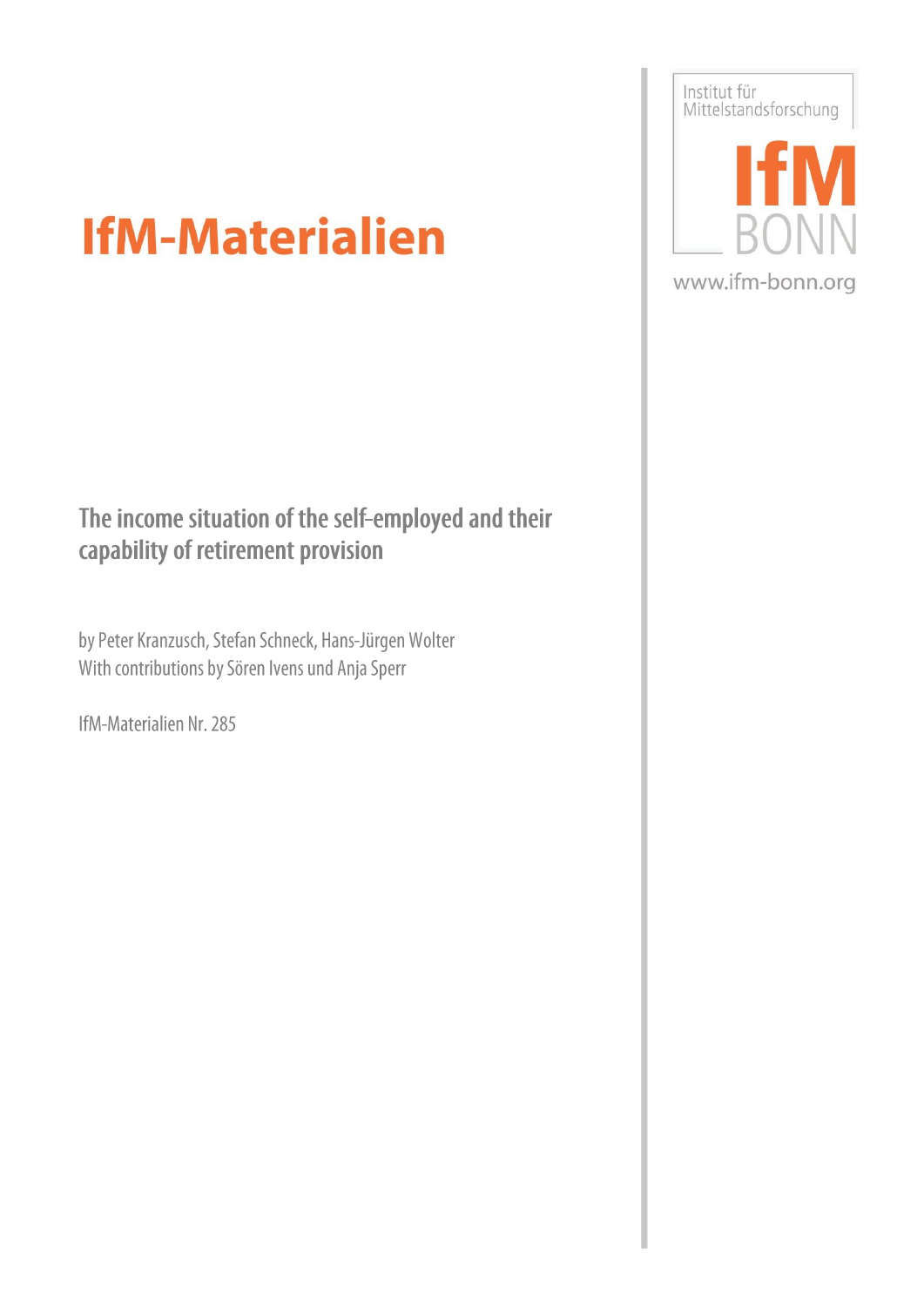Institut für Mittelstandsforschung

IfM BONN

www.ifm-bonn.org

# IfM-Materialien

## The income situation of the self-employed and their capability of retirement provision

by Peter Kranzusch, Stefan Schneck, Hans-Jürgen Wolter
With contributions by Sören Ivens und Anja Sperr

IfM-Materialien Nr. 285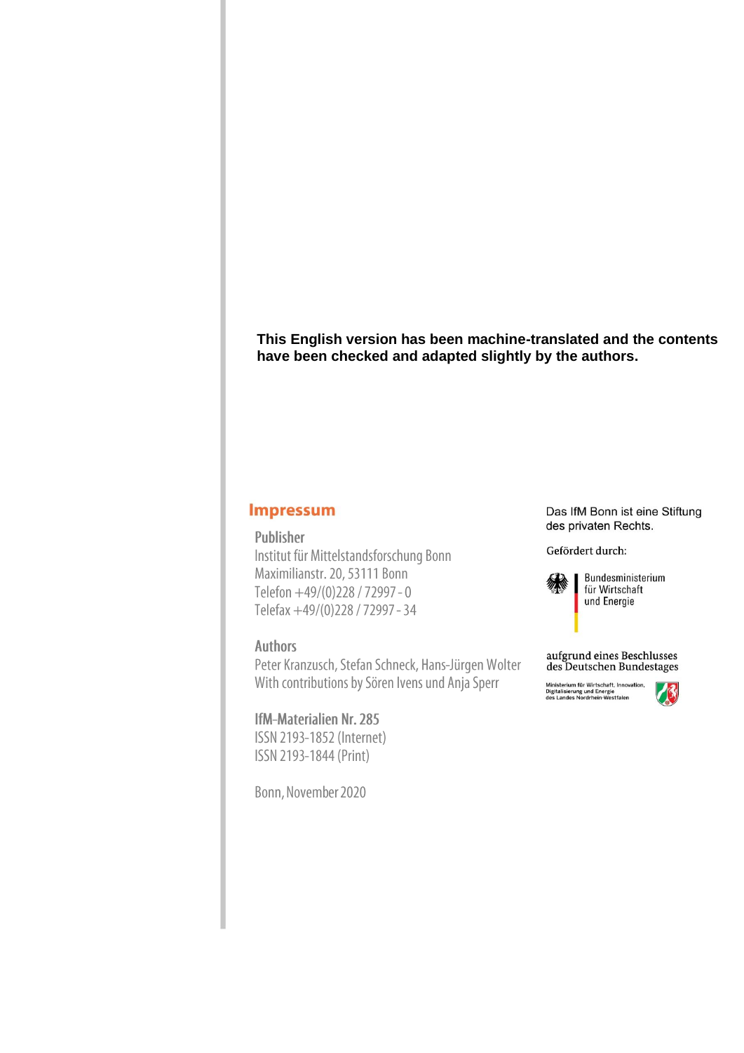**This English version has been machine-translated and the contents have been checked and adapted slightly by the authors.**

## Impressum

### Publisher

Institut für Mittelstandsforschung Bonn
Maximilianstr. 20, 53111 Bonn
Telefon +49/(0)228 / 72997 - 0
Telefax +49/(0)228 / 72997 - 34

### Authors

Peter Kranzusch, Stefan Schneck, Hans-Jürgen Wolter
With contributions by Sören Ivens und Anja Sperr

### IfM-Materialien Nr. 285

ISSN 2193-1852 (Internet)
ISSN 2193-1844 (Print)

Bonn, November 2020

Das IfM Bonn ist eine Stiftung des privaten Rechts.

Gefördert durch:

Bundesministerium für Wirtschaft und Energie

aufgrund eines Beschlusses des Deutschen Bundestages

Ministerium für Wirtschaft, Innovation, Digitalisierung und Energie des Landes Nordrhein-Westfalen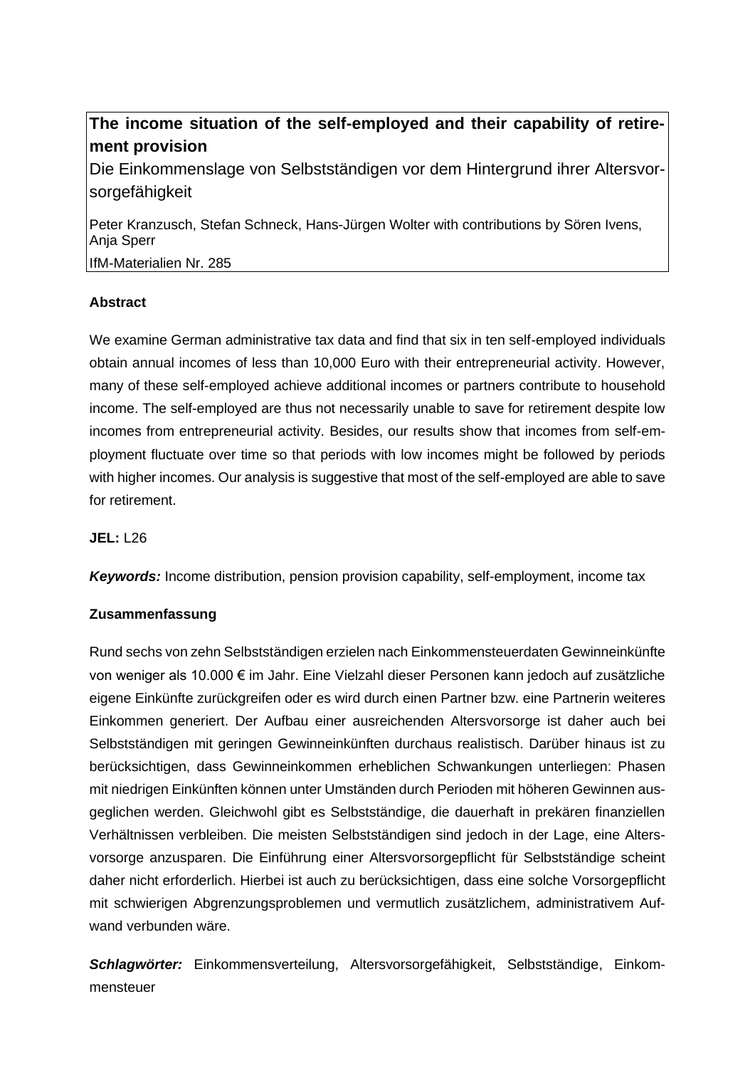**The income situation of the self-employed and their capability of retirement provision**

Die Einkommenslage von Selbstständigen vor dem Hintergrund ihrer Altersvorsorgefähigkeit

Peter Kranzusch, Stefan Schneck, Hans-Jürgen Wolter with contributions by Sören Ivens, Anja Sperr

IfM-Materialien Nr. 285

**Abstract**

We examine German administrative tax data and find that six in ten self-employed individuals obtain annual incomes of less than 10,000 Euro with their entrepreneurial activity. However, many of these self-employed achieve additional incomes or partners contribute to household income. The self-employed are thus not necessarily unable to save for retirement despite low incomes from entrepreneurial activity. Besides, our results show that incomes from self-employment fluctuate over time so that periods with low incomes might be followed by periods with higher incomes. Our analysis is suggestive that most of the self-employed are able to save for retirement.

**JEL:** L26

***Keywords:*** Income distribution, pension provision capability, self-employment, income tax

**Zusammenfassung**

Rund sechs von zehn Selbstständigen erzielen nach Einkommensteuerdaten Gewinneinkünfte von weniger als 10.000 € im Jahr. Eine Vielzahl dieser Personen kann jedoch auf zusätzliche eigene Einkünfte zurückgreifen oder es wird durch einen Partner bzw. eine Partnerin weiteres Einkommen generiert. Der Aufbau einer ausreichenden Altersvorsorge ist daher auch bei Selbstständigen mit geringen Gewinneinkünften durchaus realistisch. Darüber hinaus ist zu berücksichtigen, dass Gewinneinkommen erheblichen Schwankungen unterliegen: Phasen mit niedrigen Einkünften können unter Umständen durch Perioden mit höheren Gewinnen ausgeglichen werden. Gleichwohl gibt es Selbstständige, die dauerhaft in prekären finanziellen Verhältnissen verbleiben. Die meisten Selbstständigen sind jedoch in der Lage, eine Altersvorsorge anzusparen. Die Einführung einer Altersvorsorgepflicht für Selbstständige scheint daher nicht erforderlich. Hierbei ist auch zu berücksichtigen, dass eine solche Vorsorgepflicht mit schwierigen Abgrenzungsproblemen und vermutlich zusätzlichem, administrativem Aufwand verbunden wäre.

***Schlagwörter:*** Einkommensverteilung, Altersvorsorgefähigkeit, Selbstständige, Einkommensteuer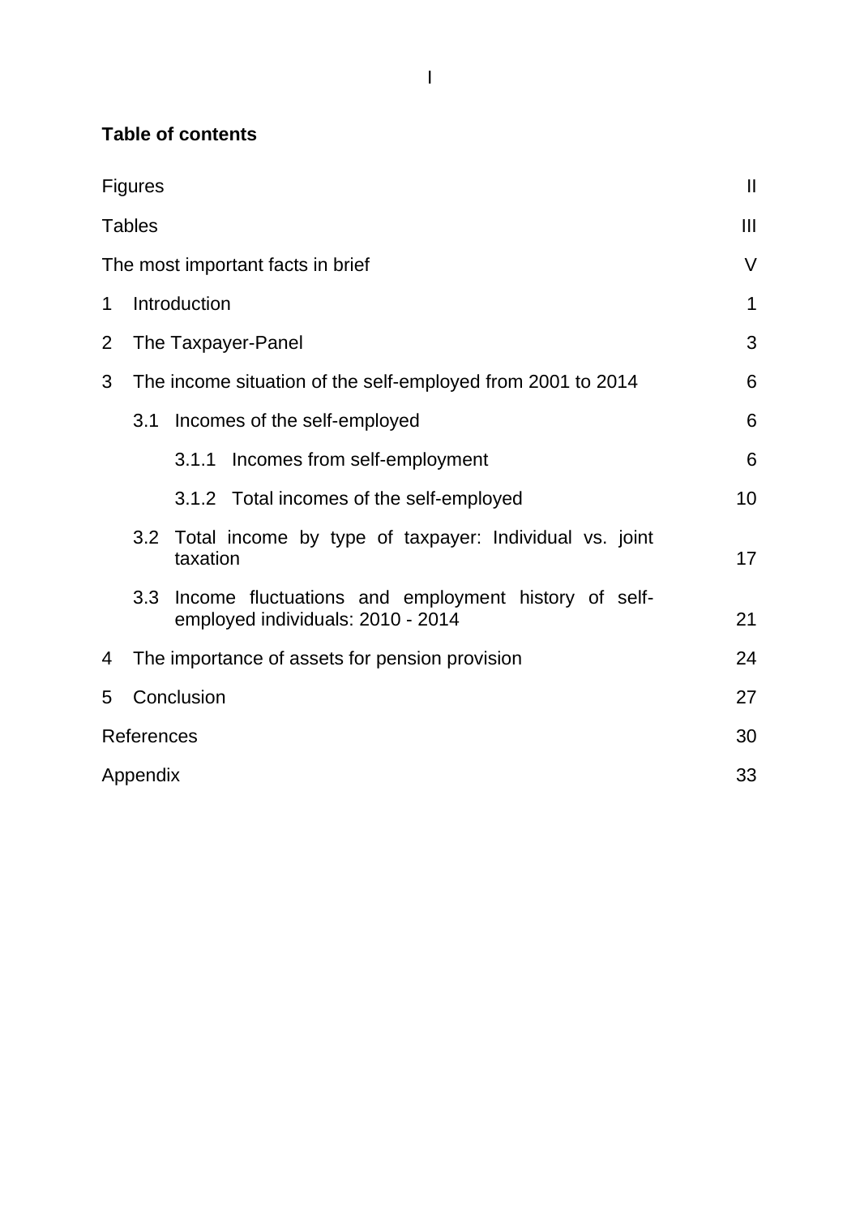**Table of contents**

| | |
|---|---|
| Figures | II |
| Tables | III |
| The most important facts in brief | V |
| 1 Introduction | 1 |
| 2 The Taxpayer-Panel | 3 |
| 3 The income situation of the self-employed from 2001 to 2014 | 6 |
| 3.1 Incomes of the self-employed | 6 |
| 3.1.1 Incomes from self-employment | 6 |
| 3.1.2 Total incomes of the self-employed | 10 |
| 3.2 Total income by type of taxpayer: Individual vs. joint taxation | 17 |
| 3.3 Income fluctuations and employment history of self-employed individuals: 2010 - 2014 | 21 |
| 4 The importance of assets for pension provision | 24 |
| 5 Conclusion | 27 |
| References | 30 |
| Appendix | 33 |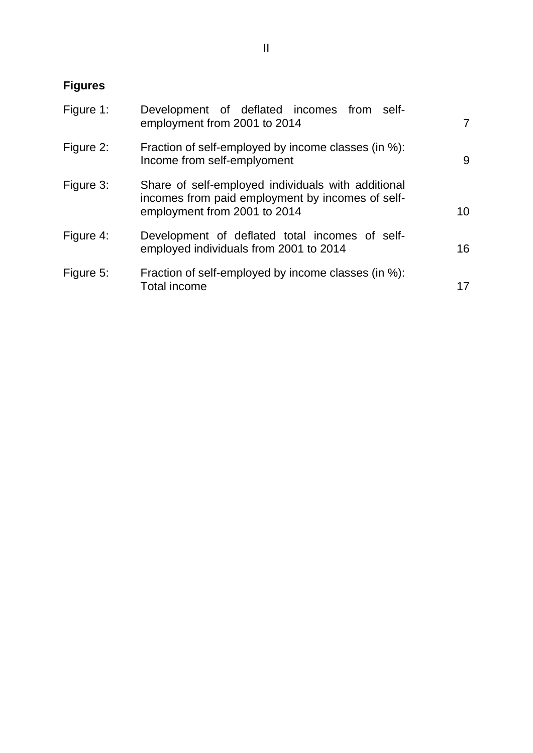## Figures

| | | |
|---|---|---|
| Figure 1: | Development of deflated incomes from self-employment from 2001 to 2014 | 7 |
| Figure 2: | Fraction of self-employed by income classes (in %): Income from self-emplyoment | 9 |
| Figure 3: | Share of self-employed individuals with additional incomes from paid employment by incomes of self-employment from 2001 to 2014 | 10 |
| Figure 4: | Development of deflated total incomes of self-employed individuals from 2001 to 2014 | 16 |
| Figure 5: | Fraction of self-employed by income classes (in %): Total income | 17 |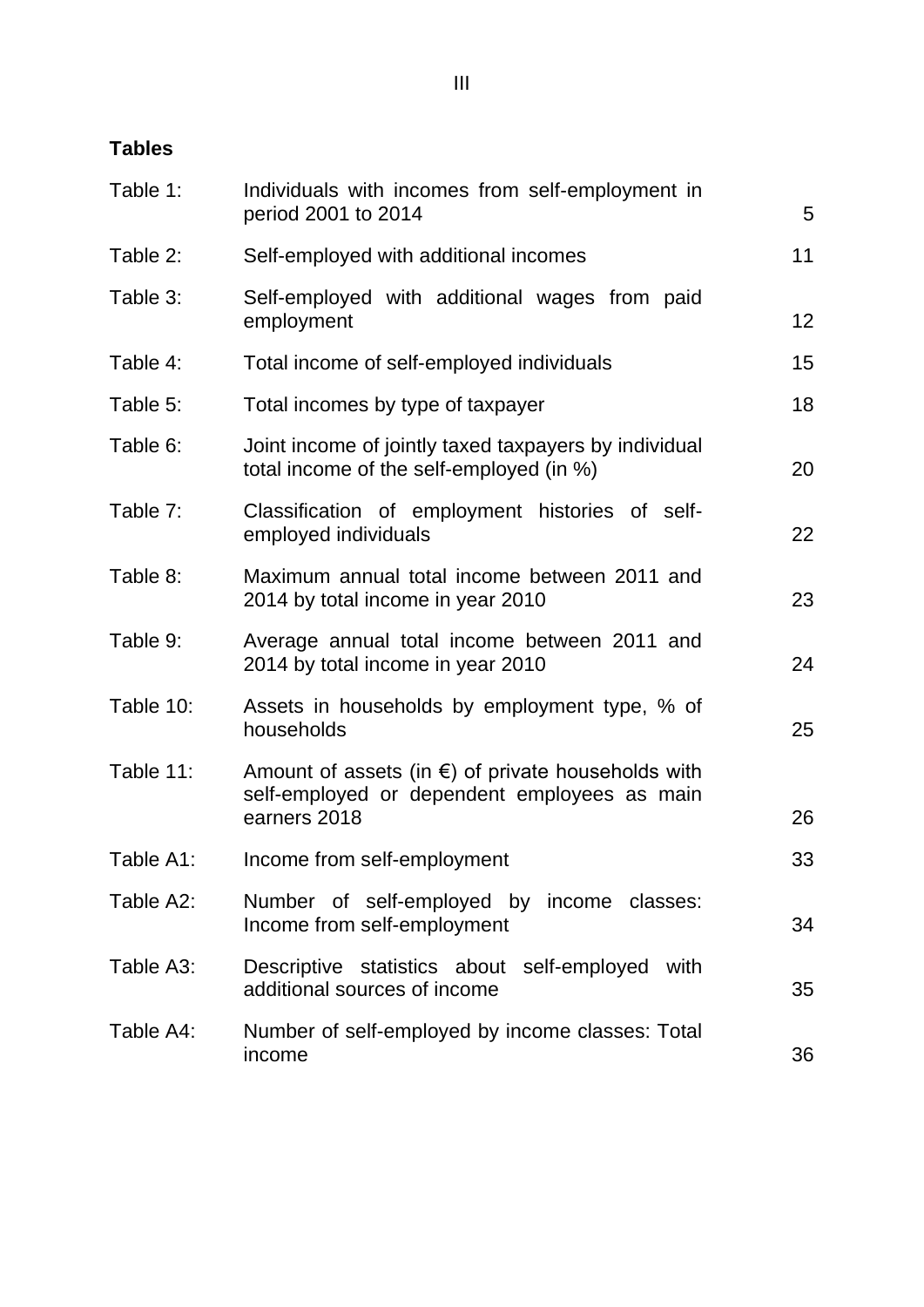## Tables

| | | |
|---|---|---|
| Table 1: | Individuals with incomes from self-employment in period 2001 to 2014 | 5 |
| Table 2: | Self-employed with additional incomes | 11 |
| Table 3: | Self-employed with additional wages from paid employment | 12 |
| Table 4: | Total income of self-employed individuals | 15 |
| Table 5: | Total incomes by type of taxpayer | 18 |
| Table 6: | Joint income of jointly taxed taxpayers by individual total income of the self-employed (in %) | 20 |
| Table 7: | Classification of employment histories of self-employed individuals | 22 |
| Table 8: | Maximum annual total income between 2011 and 2014 by total income in year 2010 | 23 |
| Table 9: | Average annual total income between 2011 and 2014 by total income in year 2010 | 24 |
| Table 10: | Assets in households by employment type, % of households | 25 |
| Table 11: | Amount of assets (in €) of private households with self-employed or dependent employees as main earners 2018 | 26 |
| Table A1: | Income from self-employment | 33 |
| Table A2: | Number of self-employed by income classes: Income from self-employment | 34 |
| Table A3: | Descriptive statistics about self-employed with additional sources of income | 35 |
| Table A4: | Number of self-employed by income classes: Total income | 36 |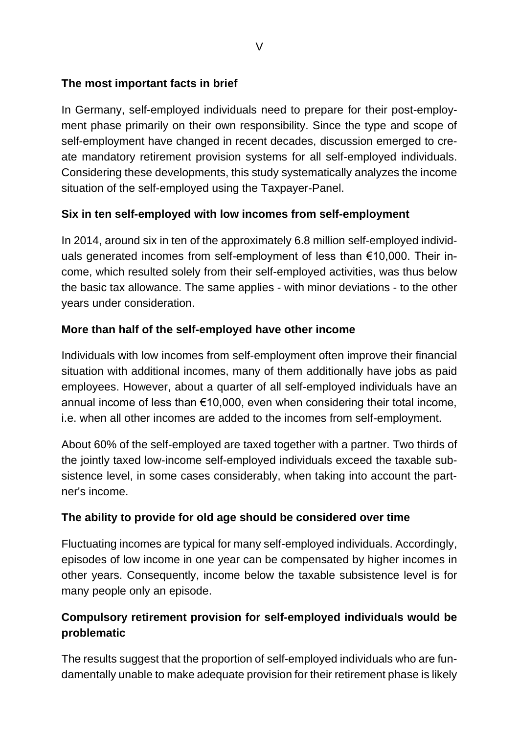## The most important facts in brief

In Germany, self-employed individuals need to prepare for their post-employment phase primarily on their own responsibility. Since the type and scope of self-employment have changed in recent decades, discussion emerged to create mandatory retirement provision systems for all self-employed individuals. Considering these developments, this study systematically analyzes the income situation of the self-employed using the Taxpayer-Panel.

### Six in ten self-employed with low incomes from self-employment

In 2014, around six in ten of the approximately 6.8 million self-employed individuals generated incomes from self-employment of less than €10,000. Their income, which resulted solely from their self-employed activities, was thus below the basic tax allowance. The same applies - with minor deviations - to the other years under consideration.

### More than half of the self-employed have other income

Individuals with low incomes from self-employment often improve their financial situation with additional incomes, many of them additionally have jobs as paid employees. However, about a quarter of all self-employed individuals have an annual income of less than €10,000, even when considering their total income, i.e. when all other incomes are added to the incomes from self-employment.

About 60% of the self-employed are taxed together with a partner. Two thirds of the jointly taxed low-income self-employed individuals exceed the taxable subsistence level, in some cases considerably, when taking into account the partner's income.

### The ability to provide for old age should be considered over time

Fluctuating incomes are typical for many self-employed individuals. Accordingly, episodes of low income in one year can be compensated by higher incomes in other years. Consequently, income below the taxable subsistence level is for many people only an episode.

### Compulsory retirement provision for self-employed individuals would be problematic

The results suggest that the proportion of self-employed individuals who are fundamentally unable to make adequate provision for their retirement phase is likely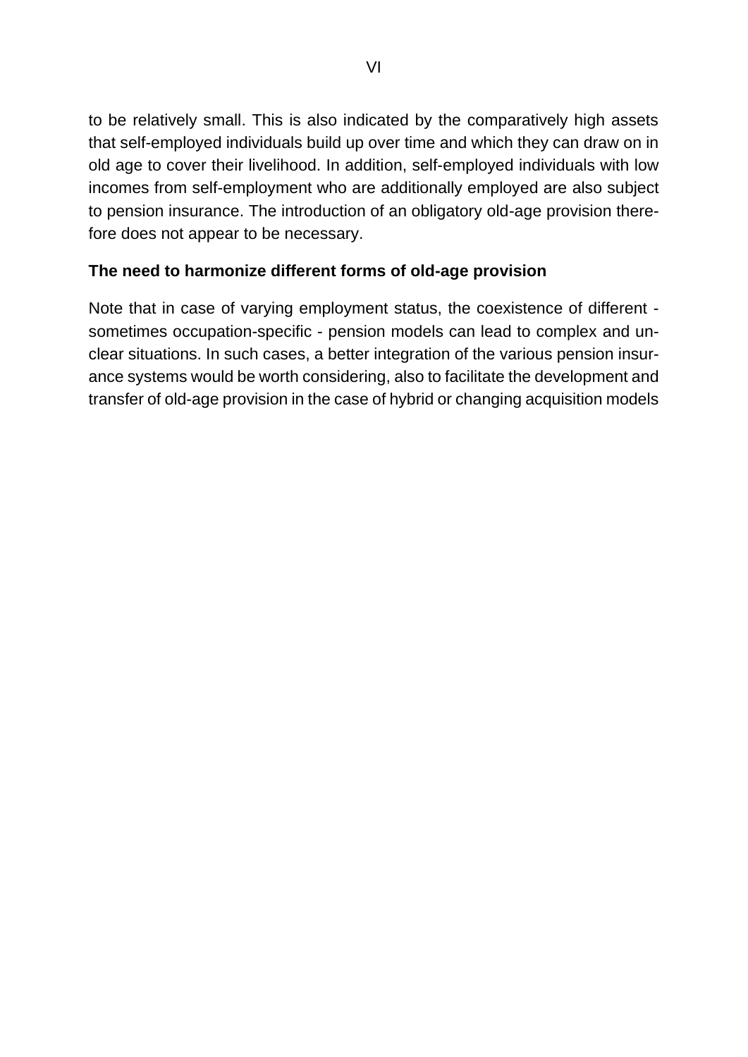to be relatively small. This is also indicated by the comparatively high assets that self-employed individuals build up over time and which they can draw on in old age to cover their livelihood. In addition, self-employed individuals with low incomes from self-employment who are additionally employed are also subject to pension insurance. The introduction of an obligatory old-age provision therefore does not appear to be necessary.

**The need to harmonize different forms of old-age provision**

Note that in case of varying employment status, the coexistence of different - sometimes occupation-specific - pension models can lead to complex and unclear situations. In such cases, a better integration of the various pension insurance systems would be worth considering, also to facilitate the development and transfer of old-age provision in the case of hybrid or changing acquisition models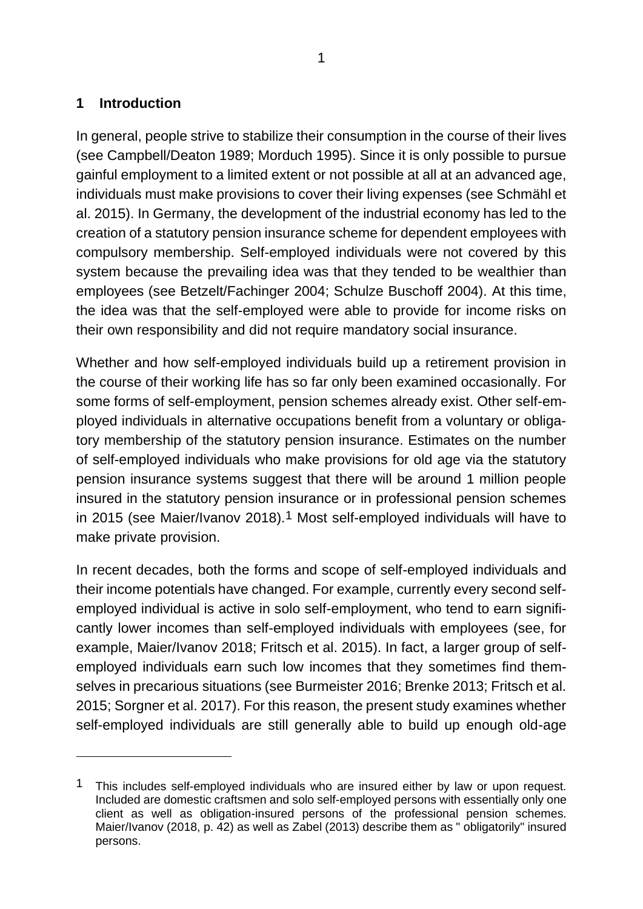## 1 Introduction

In general, people strive to stabilize their consumption in the course of their lives (see Campbell/Deaton 1989; Morduch 1995). Since it is only possible to pursue gainful employment to a limited extent or not possible at all at an advanced age, individuals must make provisions to cover their living expenses (see Schmähl et al. 2015). In Germany, the development of the industrial economy has led to the creation of a statutory pension insurance scheme for dependent employees with compulsory membership. Self-employed individuals were not covered by this system because the prevailing idea was that they tended to be wealthier than employees (see Betzelt/Fachinger 2004; Schulze Buschoff 2004). At this time, the idea was that the self-employed were able to provide for income risks on their own responsibility and did not require mandatory social insurance.

Whether and how self-employed individuals build up a retirement provision in the course of their working life has so far only been examined occasionally. For some forms of self-employment, pension schemes already exist. Other self-employed individuals in alternative occupations benefit from a voluntary or obligatory membership of the statutory pension insurance. Estimates on the number of self-employed individuals who make provisions for old age via the statutory pension insurance systems suggest that there will be around 1 million people insured in the statutory pension insurance or in professional pension schemes in 2015 (see Maier/Ivanov 2018).[1] Most self-employed individuals will have to make private provision.

In recent decades, both the forms and scope of self-employed individuals and their income potentials have changed. For example, currently every second self-employed individual is active in solo self-employment, who tend to earn significantly lower incomes than self-employed individuals with employees (see, for example, Maier/Ivanov 2018; Fritsch et al. 2015). In fact, a larger group of self-employed individuals earn such low incomes that they sometimes find themselves in precarious situations (see Burmeister 2016; Brenke 2013; Fritsch et al. 2015; Sorgner et al. 2017). For this reason, the present study examines whether self-employed individuals are still generally able to build up enough old-age

---

[1] This includes self-employed individuals who are insured either by law or upon request. Included are domestic craftsmen and solo self-employed persons with essentially only one client as well as obligation-insured persons of the professional pension schemes. Maier/Ivanov (2018, p. 42) as well as Zabel (2013) describe them as " obligatorily" insured persons.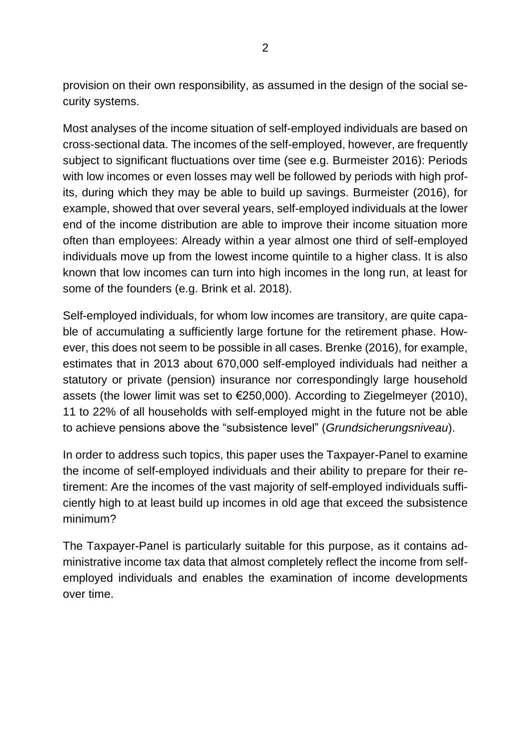provision on their own responsibility, as assumed in the design of the social security systems.

Most analyses of the income situation of self-employed individuals are based on cross-sectional data. The incomes of the self-employed, however, are frequently subject to significant fluctuations over time (see e.g. Burmeister 2016): Periods with low incomes or even losses may well be followed by periods with high profits, during which they may be able to build up savings. Burmeister (2016), for example, showed that over several years, self-employed individuals at the lower end of the income distribution are able to improve their income situation more often than employees: Already within a year almost one third of self-employed individuals move up from the lowest income quintile to a higher class. It is also known that low incomes can turn into high incomes in the long run, at least for some of the founders (e.g. Brink et al. 2018).

Self-employed individuals, for whom low incomes are transitory, are quite capable of accumulating a sufficiently large fortune for the retirement phase. However, this does not seem to be possible in all cases. Brenke (2016), for example, estimates that in 2013 about 670,000 self-employed individuals had neither a statutory or private (pension) insurance nor correspondingly large household assets (the lower limit was set to €250,000). According to Ziegelmeyer (2010), 11 to 22% of all households with self-employed might in the future not be able to achieve pensions above the "subsistence level" (*Grundsicherungsniveau*).

In order to address such topics, this paper uses the Taxpayer-Panel to examine the income of self-employed individuals and their ability to prepare for their retirement: Are the incomes of the vast majority of self-employed individuals sufficiently high to at least build up incomes in old age that exceed the subsistence minimum?

The Taxpayer-Panel is particularly suitable for this purpose, as it contains administrative income tax data that almost completely reflect the income from self-employed individuals and enables the examination of income developments over time.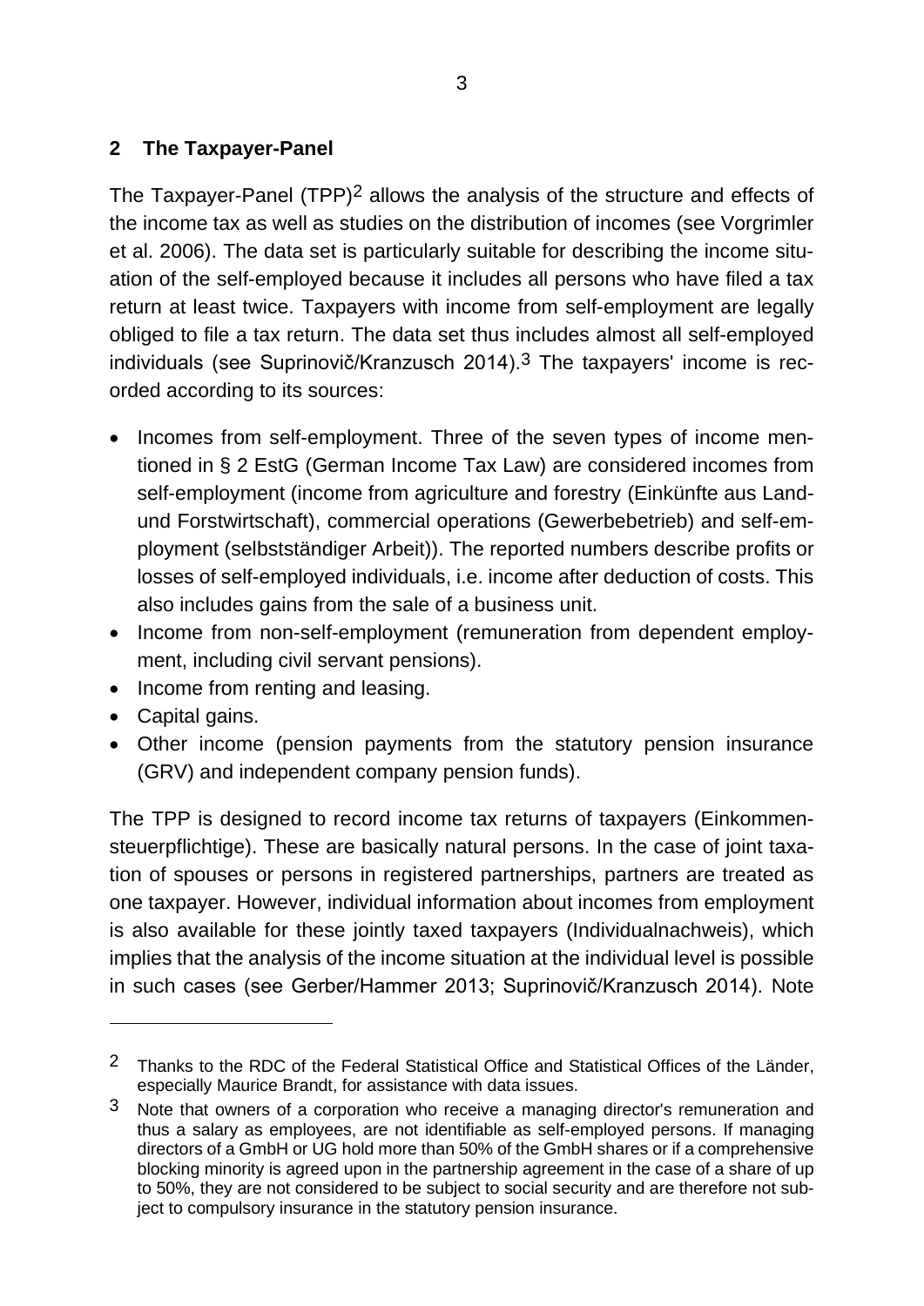## 2 The Taxpayer-Panel

The Taxpayer-Panel (TPP)[2] allows the analysis of the structure and effects of the income tax as well as studies on the distribution of incomes (see Vorgrimler et al. 2006). The data set is particularly suitable for describing the income situation of the self-employed because it includes all persons who have filed a tax return at least twice. Taxpayers with income from self-employment are legally obliged to file a tax return. The data set thus includes almost all self-employed individuals (see Suprinovič/Kranzusch 2014).[3] The taxpayers' income is recorded according to its sources:

- Incomes from self-employment. Three of the seven types of income mentioned in § 2 EstG (German Income Tax Law) are considered incomes from self-employment (income from agriculture and forestry (Einkünfte aus Land- und Forstwirtschaft), commercial operations (Gewerbebetrieb) and self-employment (selbstständiger Arbeit)). The reported numbers describe profits or losses of self-employed individuals, i.e. income after deduction of costs. This also includes gains from the sale of a business unit.
- Income from non-self-employment (remuneration from dependent employment, including civil servant pensions).
- Income from renting and leasing.
- Capital gains.
- Other income (pension payments from the statutory pension insurance (GRV) and independent company pension funds).

The TPP is designed to record income tax returns of taxpayers (Einkommensteuerpflichtige). These are basically natural persons. In the case of joint taxation of spouses or persons in registered partnerships, partners are treated as one taxpayer. However, individual information about incomes from employment is also available for these jointly taxed taxpayers (Individualnachweis), which implies that the analysis of the income situation at the individual level is possible in such cases (see Gerber/Hammer 2013; Suprinovič/Kranzusch 2014). Note

---

[2] Thanks to the RDC of the Federal Statistical Office and Statistical Offices of the Länder, especially Maurice Brandt, for assistance with data issues.

[3] Note that owners of a corporation who receive a managing director's remuneration and thus a salary as employees, are not identifiable as self-employed persons. If managing directors of a GmbH or UG hold more than 50% of the GmbH shares or if a comprehensive blocking minority is agreed upon in the partnership agreement in the case of a share of up to 50%, they are not considered to be subject to social security and are therefore not subject to compulsory insurance in the statutory pension insurance.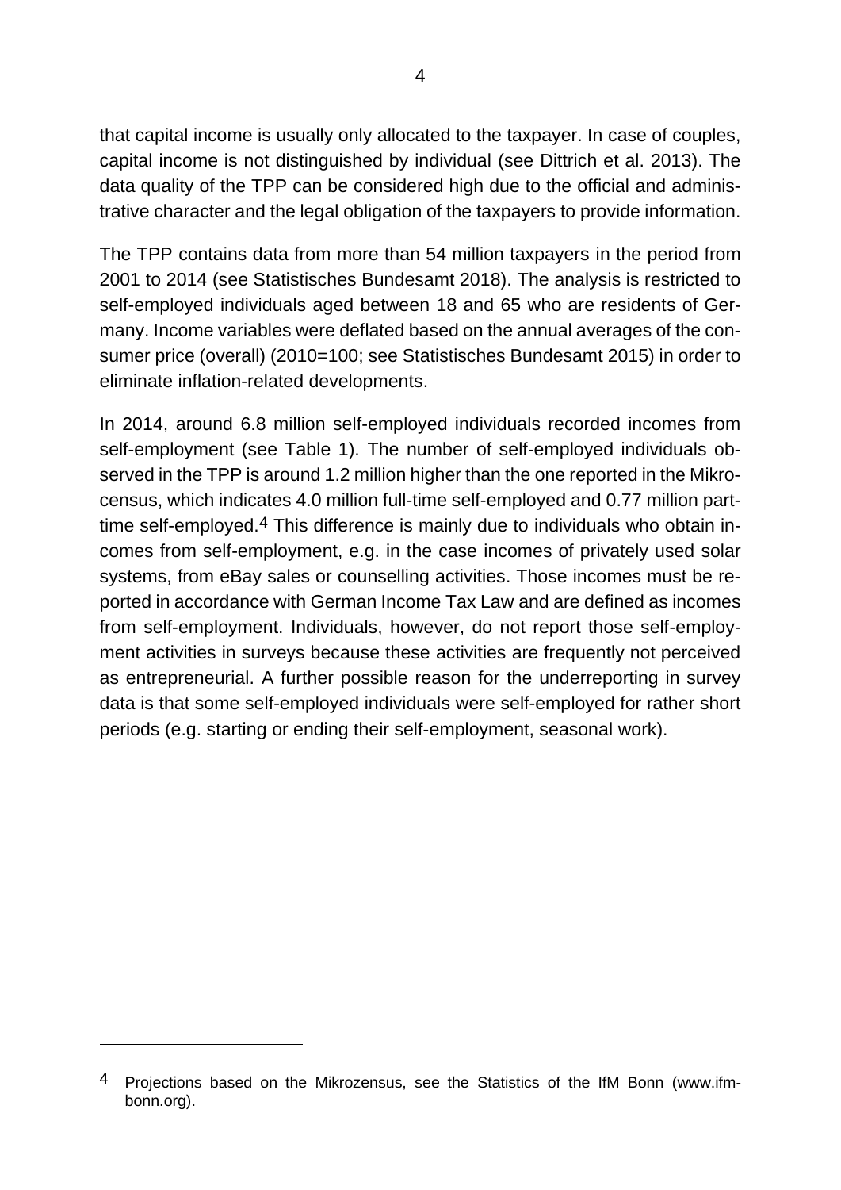that capital income is usually only allocated to the taxpayer. In case of couples, capital income is not distinguished by individual (see Dittrich et al. 2013). The data quality of the TPP can be considered high due to the official and administrative character and the legal obligation of the taxpayers to provide information.

The TPP contains data from more than 54 million taxpayers in the period from 2001 to 2014 (see Statistisches Bundesamt 2018). The analysis is restricted to self-employed individuals aged between 18 and 65 who are residents of Germany. Income variables were deflated based on the annual averages of the consumer price (overall) (2010=100; see Statistisches Bundesamt 2015) in order to eliminate inflation-related developments.

In 2014, around 6.8 million self-employed individuals recorded incomes from self-employment (see Table 1). The number of self-employed individuals observed in the TPP is around 1.2 million higher than the one reported in the Mikrocensus, which indicates 4.0 million full-time self-employed and 0.77 million part-time self-employed.[4] This difference is mainly due to individuals who obtain incomes from self-employment, e.g. in the case incomes of privately used solar systems, from eBay sales or counselling activities. Those incomes must be reported in accordance with German Income Tax Law and are defined as incomes from self-employment. Individuals, however, do not report those self-employment activities in surveys because these activities are frequently not perceived as entrepreneurial. A further possible reason for the underreporting in survey data is that some self-employed individuals were self-employed for rather short periods (e.g. starting or ending their self-employment, seasonal work).

---

[4] Projections based on the Mikrozensus, see the Statistics of the IfM Bonn (www.ifm-bonn.org).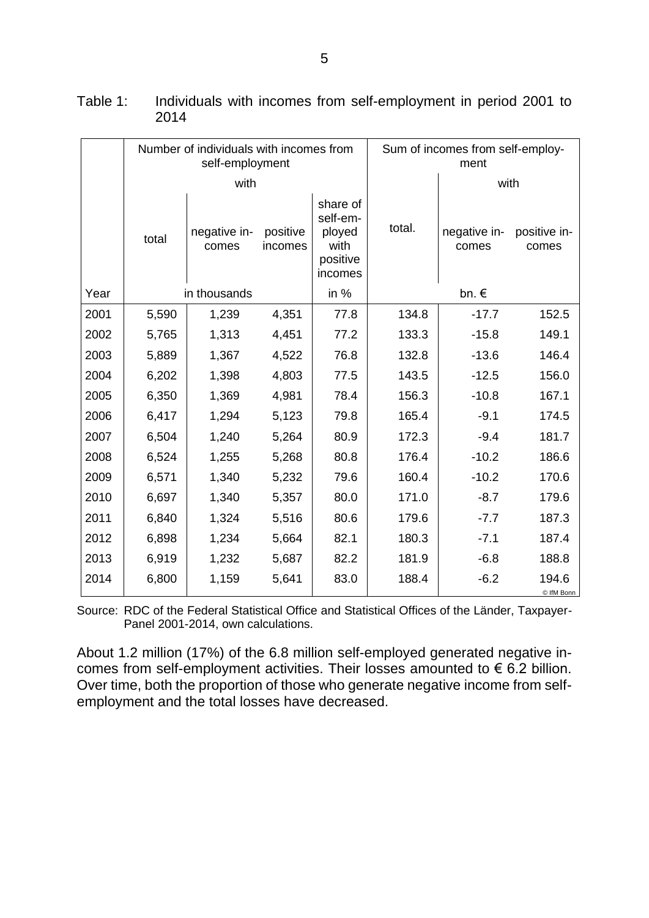Table 1: Individuals with incomes from self-employment in period 2001 to 2014

| | Number of individuals with incomes from self-employment | | | | Sum of incomes from self-employment | | |
|---|---|---|---|---|---|---|---|
| | | with | | | | with | |
| | total | negative incomes | positive incomes | share of self-employed with positive incomes | total. | negative incomes | positive incomes |
| Year | in thousands | | | in % | bn. € | | |
| 2001 | 5,590 | 1,239 | 4,351 | 77.8 | 134.8 | -17.7 | 152.5 |
| 2002 | 5,765 | 1,313 | 4,451 | 77.2 | 133.3 | -15.8 | 149.1 |
| 2003 | 5,889 | 1,367 | 4,522 | 76.8 | 132.8 | -13.6 | 146.4 |
| 2004 | 6,202 | 1,398 | 4,803 | 77.5 | 143.5 | -12.5 | 156.0 |
| 2005 | 6,350 | 1,369 | 4,981 | 78.4 | 156.3 | -10.8 | 167.1 |
| 2006 | 6,417 | 1,294 | 5,123 | 79.8 | 165.4 | -9.1 | 174.5 |
| 2007 | 6,504 | 1,240 | 5,264 | 80.9 | 172.3 | -9.4 | 181.7 |
| 2008 | 6,524 | 1,255 | 5,268 | 80.8 | 176.4 | -10.2 | 186.6 |
| 2009 | 6,571 | 1,340 | 5,232 | 79.6 | 160.4 | -10.2 | 170.6 |
| 2010 | 6,697 | 1,340 | 5,357 | 80.0 | 171.0 | -8.7 | 179.6 |
| 2011 | 6,840 | 1,324 | 5,516 | 80.6 | 179.6 | -7.7 | 187.3 |
| 2012 | 6,898 | 1,234 | 5,664 | 82.1 | 180.3 | -7.1 | 187.4 |
| 2013 | 6,919 | 1,232 | 5,687 | 82.2 | 181.9 | -6.8 | 188.8 |
| 2014 | 6,800 | 1,159 | 5,641 | 83.0 | 188.4 | -6.2 | 194.6 |

© IfM Bonn

Source: RDC of the Federal Statistical Office and Statistical Offices of the Länder, Taxpayer-Panel 2001-2014, own calculations.

About 1.2 million (17%) of the 6.8 million self-employed generated negative incomes from self-employment activities. Their losses amounted to € 6.2 billion. Over time, both the proportion of those who generate negative income from self-employment and the total losses have decreased.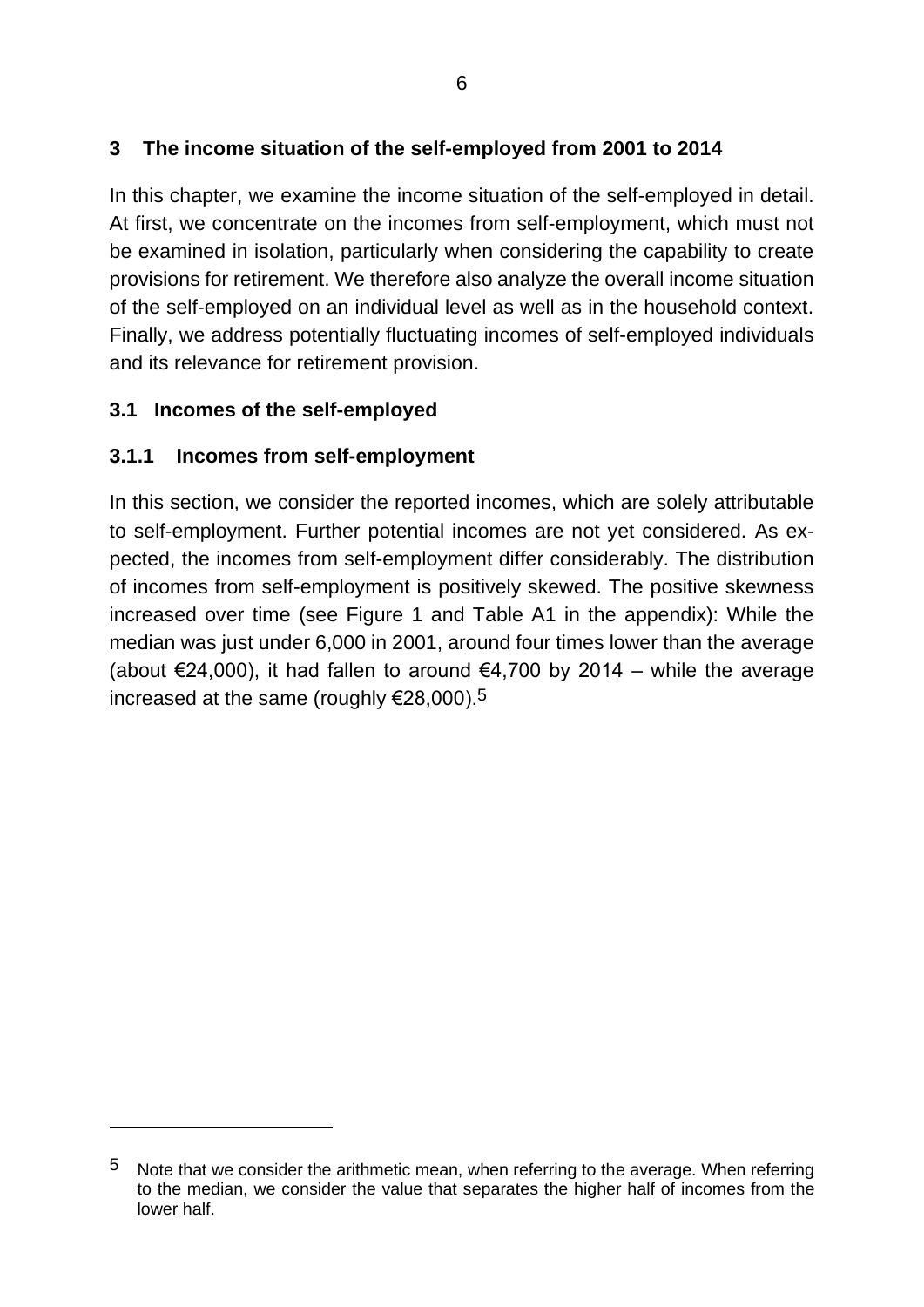## 3 The income situation of the self-employed from 2001 to 2014

In this chapter, we examine the income situation of the self-employed in detail. At first, we concentrate on the incomes from self-employment, which must not be examined in isolation, particularly when considering the capability to create provisions for retirement. We therefore also analyze the overall income situation of the self-employed on an individual level as well as in the household context. Finally, we address potentially fluctuating incomes of self-employed individuals and its relevance for retirement provision.

### 3.1 Incomes of the self-employed

#### 3.1.1 Incomes from self-employment

In this section, we consider the reported incomes, which are solely attributable to self-employment. Further potential incomes are not yet considered. As expected, the incomes from self-employment differ considerably. The distribution of incomes from self-employment is positively skewed. The positive skewness increased over time (see Figure 1 and Table A1 in the appendix): While the median was just under 6,000 in 2001, around four times lower than the average (about €24,000), it had fallen to around €4,700 by 2014 – while the average increased at the same (roughly €28,000).[5]

---

[5] Note that we consider the arithmetic mean, when referring to the average. When referring to the median, we consider the value that separates the higher half of incomes from the lower half.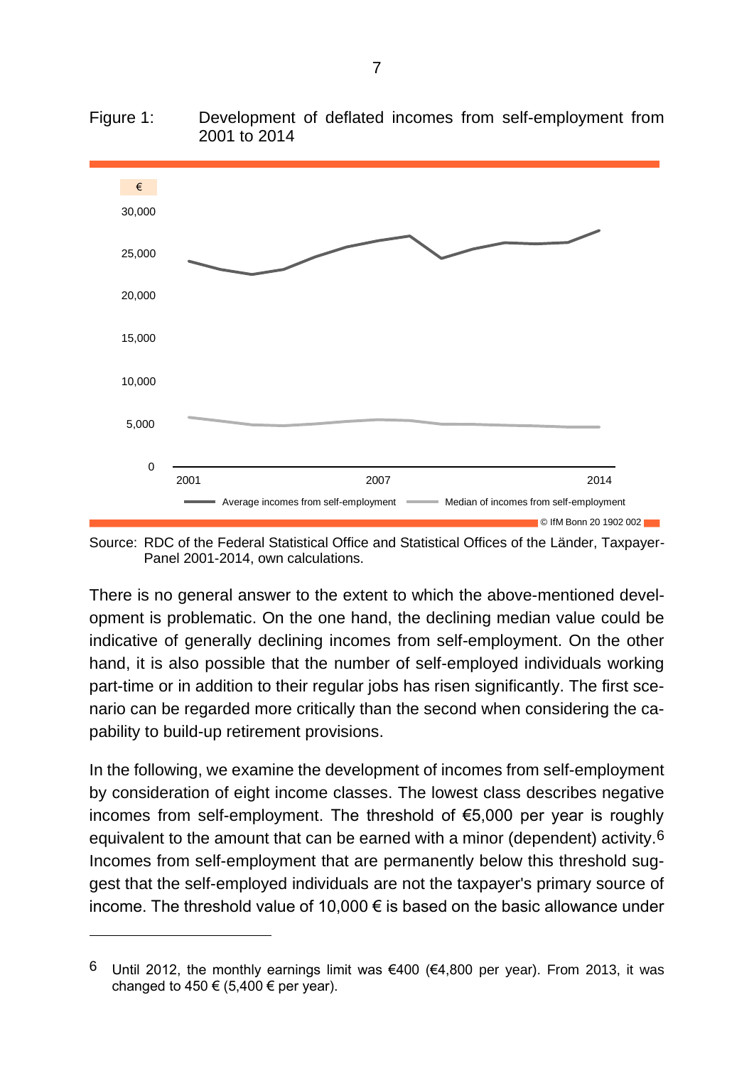Figure 1: Development of deflated incomes from self-employment from 2001 to 2014

Source: RDC of the Federal Statistical Office and Statistical Offices of the Länder, Taxpayer-Panel 2001-2014, own calculations.

There is no general answer to the extent to which the above-mentioned development is problematic. On the one hand, the declining median value could be indicative of generally declining incomes from self-employment. On the other hand, it is also possible that the number of self-employed individuals working part-time or in addition to their regular jobs has risen significantly. The first scenario can be regarded more critically than the second when considering the capability to build-up retirement provisions.

In the following, we examine the development of incomes from self-employment by consideration of eight income classes. The lowest class describes negative incomes from self-employment. The threshold of €5,000 per year is roughly equivalent to the amount that can be earned with a minor (dependent) activity.[6] Incomes from self-employment that are permanently below this threshold suggest that the self-employed individuals are not the taxpayer's primary source of income. The threshold value of 10,000 € is based on the basic allowance under

---

[6] Until 2012, the monthly earnings limit was €400 (€4,800 per year). From 2013, it was changed to 450 € (5,400 € per year).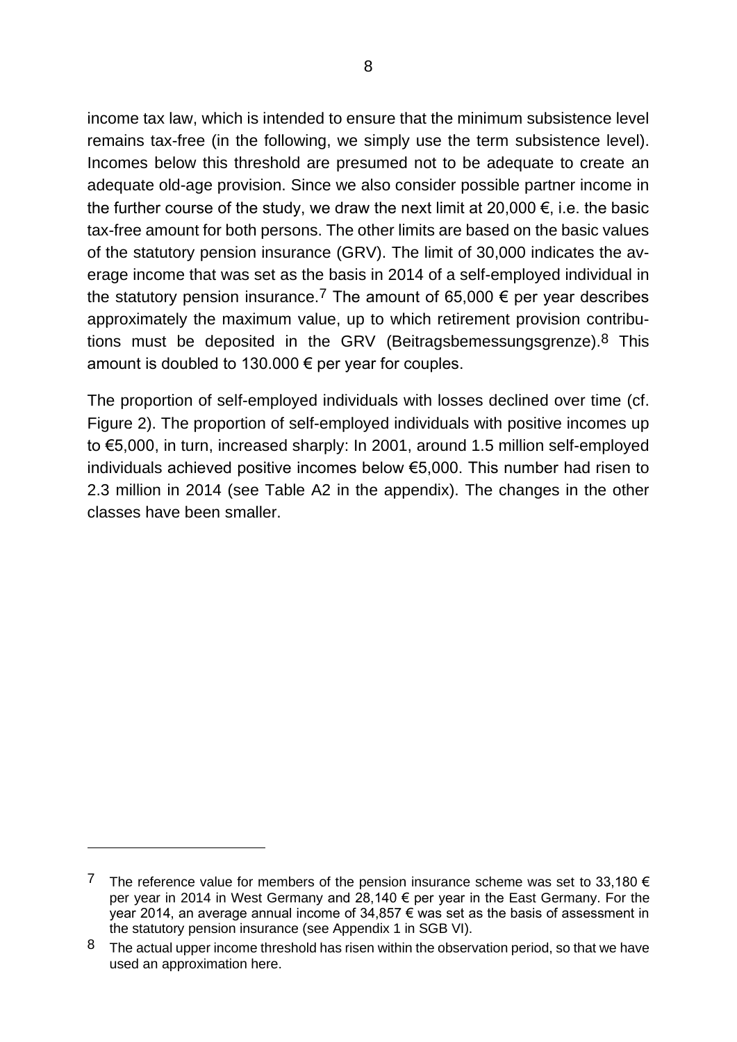income tax law, which is intended to ensure that the minimum subsistence level remains tax-free (in the following, we simply use the term subsistence level). Incomes below this threshold are presumed not to be adequate to create an adequate old-age provision. Since we also consider possible partner income in the further course of the study, we draw the next limit at 20,000 €, i.e. the basic tax-free amount for both persons. The other limits are based on the basic values of the statutory pension insurance (GRV). The limit of 30,000 indicates the average income that was set as the basis in 2014 of a self-employed individual in the statutory pension insurance.[7] The amount of 65,000 € per year describes approximately the maximum value, up to which retirement provision contributions must be deposited in the GRV (Beitragsbemessungsgrenze).[8] This amount is doubled to 130.000 € per year for couples.

The proportion of self-employed individuals with losses declined over time (cf. Figure 2). The proportion of self-employed individuals with positive incomes up to €5,000, in turn, increased sharply: In 2001, around 1.5 million self-employed individuals achieved positive incomes below €5,000. This number had risen to 2.3 million in 2014 (see Table A2 in the appendix). The changes in the other classes have been smaller.

---

[7] The reference value for members of the pension insurance scheme was set to 33,180 € per year in 2014 in West Germany and 28,140 € per year in the East Germany. For the year 2014, an average annual income of 34,857 € was set as the basis of assessment in the statutory pension insurance (see Appendix 1 in SGB VI).

[8] The actual upper income threshold has risen within the observation period, so that we have used an approximation here.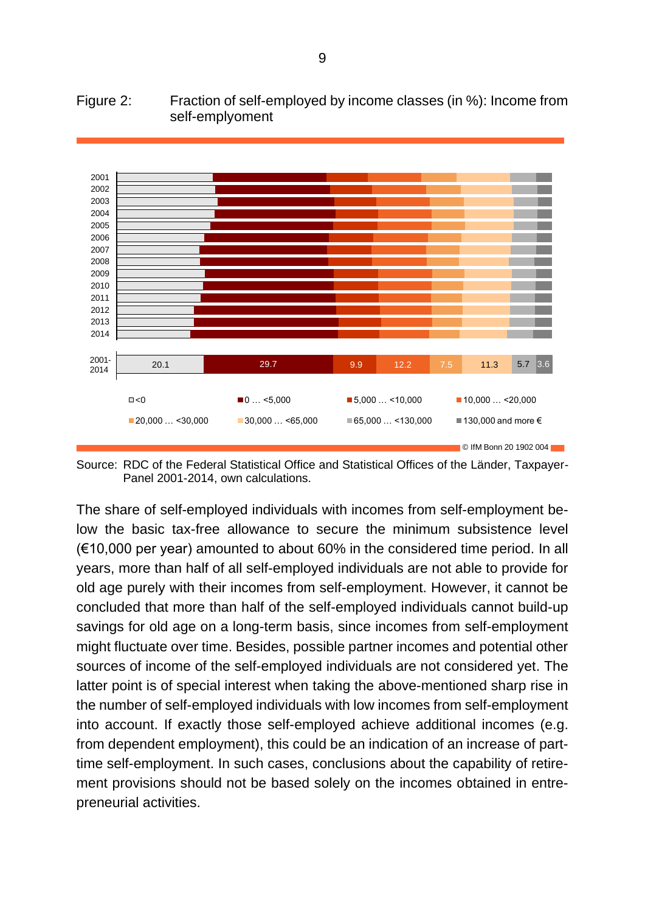Figure 2: Fraction of self-employed by income classes (in %): Income from self-emplyoment

| | <0 | 0 … <5,000 | 5,000 … <10,000 | 10,000 … <20,000 | 20,000 … <30,000 | 30,000 … <65,000 | 65,000 … <130,000 | 130,000 and more € |
|---|---|---|---|---|---|---|---|---|
| 2001-2014 | 20.1 | 29.7 | 9.9 | 12.2 | 7.5 | 11.3 | 5.7 | 3.6 |

© IfM Bonn 20 1902 004

Source: RDC of the Federal Statistical Office and Statistical Offices of the Länder, Taxpayer-Panel 2001-2014, own calculations.

The share of self-employed individuals with incomes from self-employment below the basic tax-free allowance to secure the minimum subsistence level (€10,000 per year) amounted to about 60% in the considered time period. In all years, more than half of all self-employed individuals are not able to provide for old age purely with their incomes from self-employment. However, it cannot be concluded that more than half of the self-employed individuals cannot build-up savings for old age on a long-term basis, since incomes from self-employment might fluctuate over time. Besides, possible partner incomes and potential other sources of income of the self-employed individuals are not considered yet. The latter point is of special interest when taking the above-mentioned sharp rise in the number of self-employed individuals with low incomes from self-employment into account. If exactly those self-employed achieve additional incomes (e.g. from dependent employment), this could be an indication of an increase of part-time self-employment. In such cases, conclusions about the capability of retirement provisions should not be based solely on the incomes obtained in entrepreneurial activities.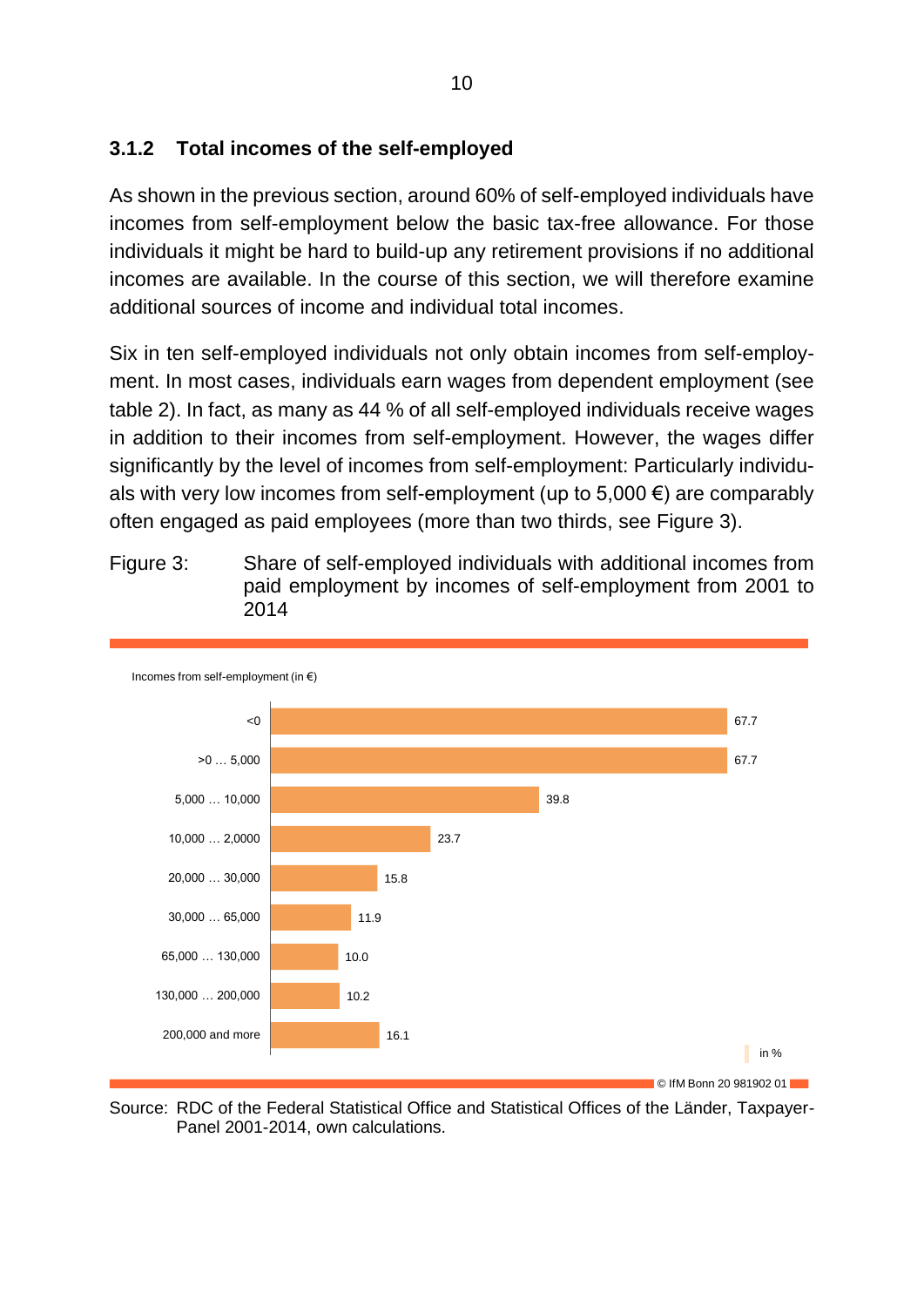### 3.1.2 Total incomes of the self-employed

As shown in the previous section, around 60% of self-employed individuals have incomes from self-employment below the basic tax-free allowance. For those individuals it might be hard to build-up any retirement provisions if no additional incomes are available. In the course of this section, we will therefore examine additional sources of income and individual total incomes.

Six in ten self-employed individuals not only obtain incomes from self-employment. In most cases, individuals earn wages from dependent employment (see table 2). In fact, as many as 44 % of all self-employed individuals receive wages in addition to their incomes from self-employment. However, the wages differ significantly by the level of incomes from self-employment: Particularly individuals with very low incomes from self-employment (up to 5,000 €) are comparably often engaged as paid employees (more than two thirds, see Figure 3).

Figure 3: Share of self-employed individuals with additional incomes from paid employment by incomes of self-employment from 2001 to 2014

| Incomes from self-employment (in €) | in % |
|---|---|
| <0 | 67.7 |
| >0 … 5,000 | 67.7 |
| 5,000 … 10,000 | 39.8 |
| 10,000 … 2,0000 | 23.7 |
| 20,000 … 30,000 | 15.8 |
| 30,000 … 65,000 | 11.9 |
| 65,000 … 130,000 | 10.0 |
| 130,000 … 200,000 | 10.2 |
| 200,000 and more | 16.1 |

© IfM Bonn 20 981902 01

Source: RDC of the Federal Statistical Office and Statistical Offices of the Länder, Taxpayer-Panel 2001-2014, own calculations.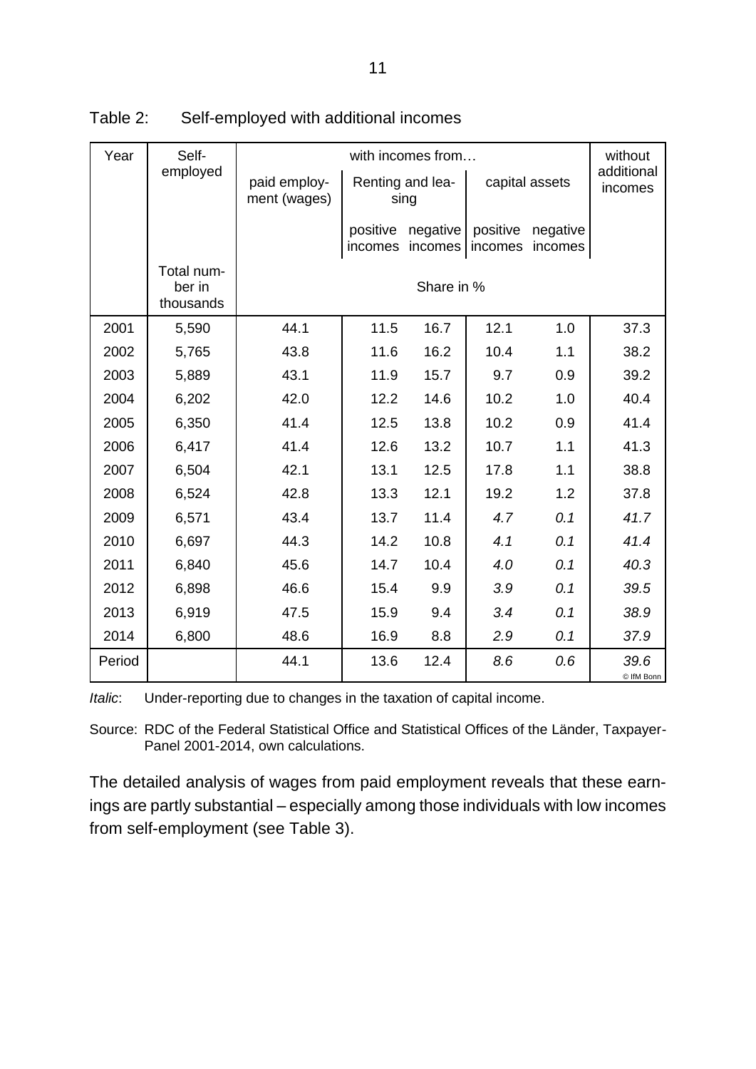Table 2: Self-employed with additional incomes

| Year | Self-employed | with incomes from… | | | | | without additional incomes |
|---|---|---|---|---|---|---|---|
| | | paid employment (wages) | Renting and leasing | | capital assets | | |
| | | | positive incomes | negative incomes | positive incomes | negative incomes | |
| | Total number in thousands | Share in % | | | | | |
| 2001 | 5,590 | 44.1 | 11.5 | 16.7 | 12.1 | 1.0 | 37.3 |
| 2002 | 5,765 | 43.8 | 11.6 | 16.2 | 10.4 | 1.1 | 38.2 |
| 2003 | 5,889 | 43.1 | 11.9 | 15.7 | 9.7 | 0.9 | 39.2 |
| 2004 | 6,202 | 42.0 | 12.2 | 14.6 | 10.2 | 1.0 | 40.4 |
| 2005 | 6,350 | 41.4 | 12.5 | 13.8 | 10.2 | 0.9 | 41.4 |
| 2006 | 6,417 | 41.4 | 12.6 | 13.2 | 10.7 | 1.1 | 41.3 |
| 2007 | 6,504 | 42.1 | 13.1 | 12.5 | 17.8 | 1.1 | 38.8 |
| 2008 | 6,524 | 42.8 | 13.3 | 12.1 | 19.2 | 1.2 | 37.8 |
| 2009 | 6,571 | 43.4 | 13.7 | 11.4 | *4.7* | *0.1* | *41.7* |
| 2010 | 6,697 | 44.3 | 14.2 | 10.8 | *4.1* | *0.1* | *41.4* |
| 2011 | 6,840 | 45.6 | 14.7 | 10.4 | *4.0* | *0.1* | *40.3* |
| 2012 | 6,898 | 46.6 | 15.4 | 9.9 | *3.9* | *0.1* | *39.5* |
| 2013 | 6,919 | 47.5 | 15.9 | 9.4 | *3.4* | *0.1* | *38.9* |
| 2014 | 6,800 | 48.6 | 16.9 | 8.8 | *2.9* | *0.1* | *37.9* |
| Period | | 44.1 | 13.6 | 12.4 | *8.6* | *0.6* | *39.6* |

© IfM Bonn

*Italic*: Under-reporting due to changes in the taxation of capital income.

Source: RDC of the Federal Statistical Office and Statistical Offices of the Länder, Taxpayer-Panel 2001-2014, own calculations.

The detailed analysis of wages from paid employment reveals that these earnings are partly substantial – especially among those individuals with low incomes from self-employment (see Table 3).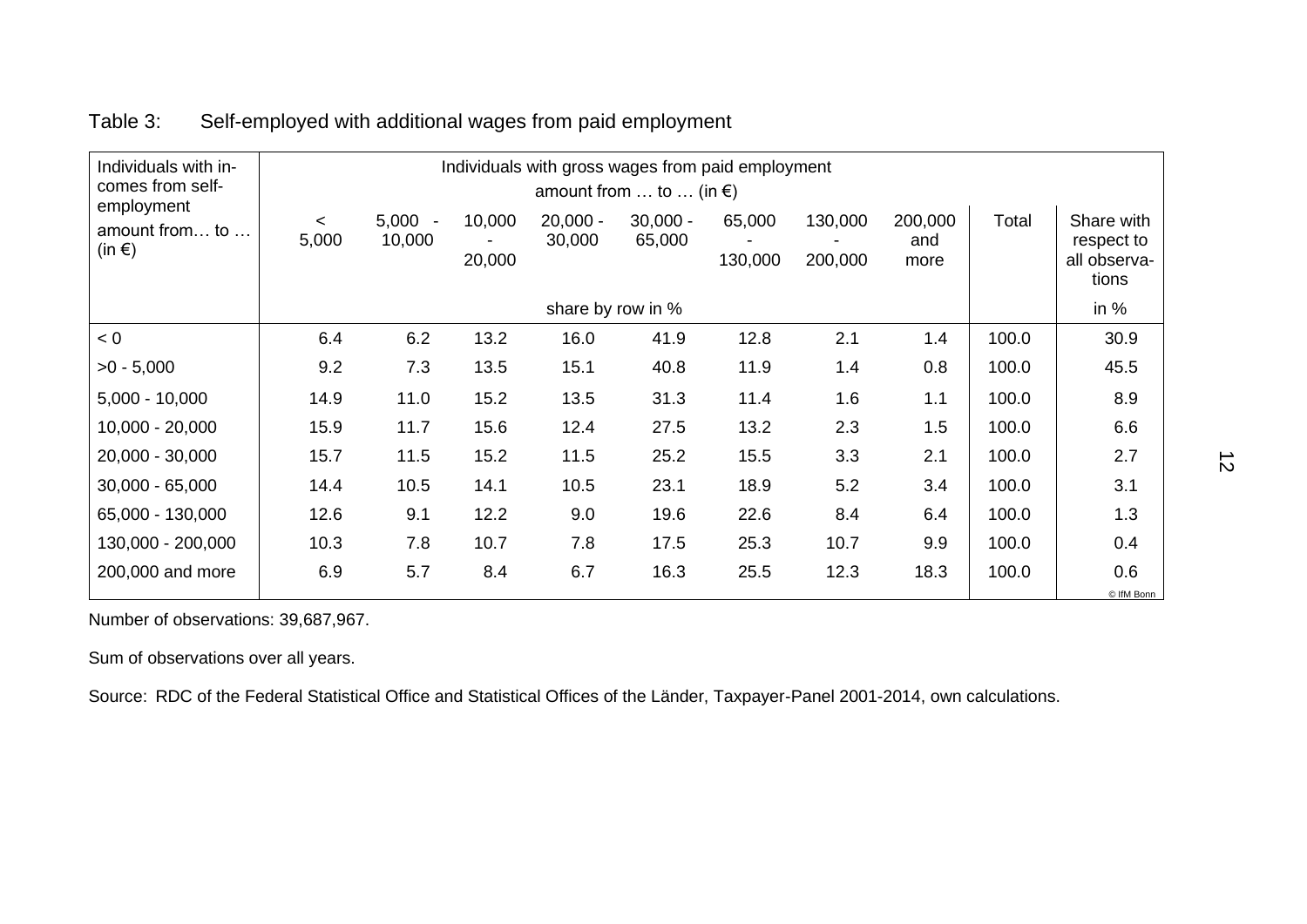Table 3: Self-employed with additional wages from paid employment

| Individuals with incomes from self-employment amount from… to … (in €) | Individuals with gross wages from paid employment amount from … to … (in €) | | | | | | | | | |
|---|---|---|---|---|---|---|---|---|---|---|
| | < 5,000 | 5,000 - 10,000 | 10,000 - 20,000 | 20,000 - 30,000 | 30,000 - 65,000 | 65,000 - 130,000 | 130,000 - 200,000 | 200,000 and more | Total | Share with respect to all observations |
| | share by row in % | | | | | | | | | in % |
| < 0 | 6.4 | 6.2 | 13.2 | 16.0 | 41.9 | 12.8 | 2.1 | 1.4 | 100.0 | 30.9 |
| >0 - 5,000 | 9.2 | 7.3 | 13.5 | 15.1 | 40.8 | 11.9 | 1.4 | 0.8 | 100.0 | 45.5 |
| 5,000 - 10,000 | 14.9 | 11.0 | 15.2 | 13.5 | 31.3 | 11.4 | 1.6 | 1.1 | 100.0 | 8.9 |
| 10,000 - 20,000 | 15.9 | 11.7 | 15.6 | 12.4 | 27.5 | 13.2 | 2.3 | 1.5 | 100.0 | 6.6 |
| 20,000 - 30,000 | 15.7 | 11.5 | 15.2 | 11.5 | 25.2 | 15.5 | 3.3 | 2.1 | 100.0 | 2.7 |
| 30,000 - 65,000 | 14.4 | 10.5 | 14.1 | 10.5 | 23.1 | 18.9 | 5.2 | 3.4 | 100.0 | 3.1 |
| 65,000 - 130,000 | 12.6 | 9.1 | 12.2 | 9.0 | 19.6 | 22.6 | 8.4 | 6.4 | 100.0 | 1.3 |
| 130,000 - 200,000 | 10.3 | 7.8 | 10.7 | 7.8 | 17.5 | 25.3 | 10.7 | 9.9 | 100.0 | 0.4 |
| 200,000 and more | 6.9 | 5.7 | 8.4 | 6.7 | 16.3 | 25.5 | 12.3 | 18.3 | 100.0 | 0.6 |

© IfM Bonn

Number of observations: 39,687,967.

Sum of observations over all years.

Source: RDC of the Federal Statistical Office and Statistical Offices of the Länder, Taxpayer-Panel 2001-2014, own calculations.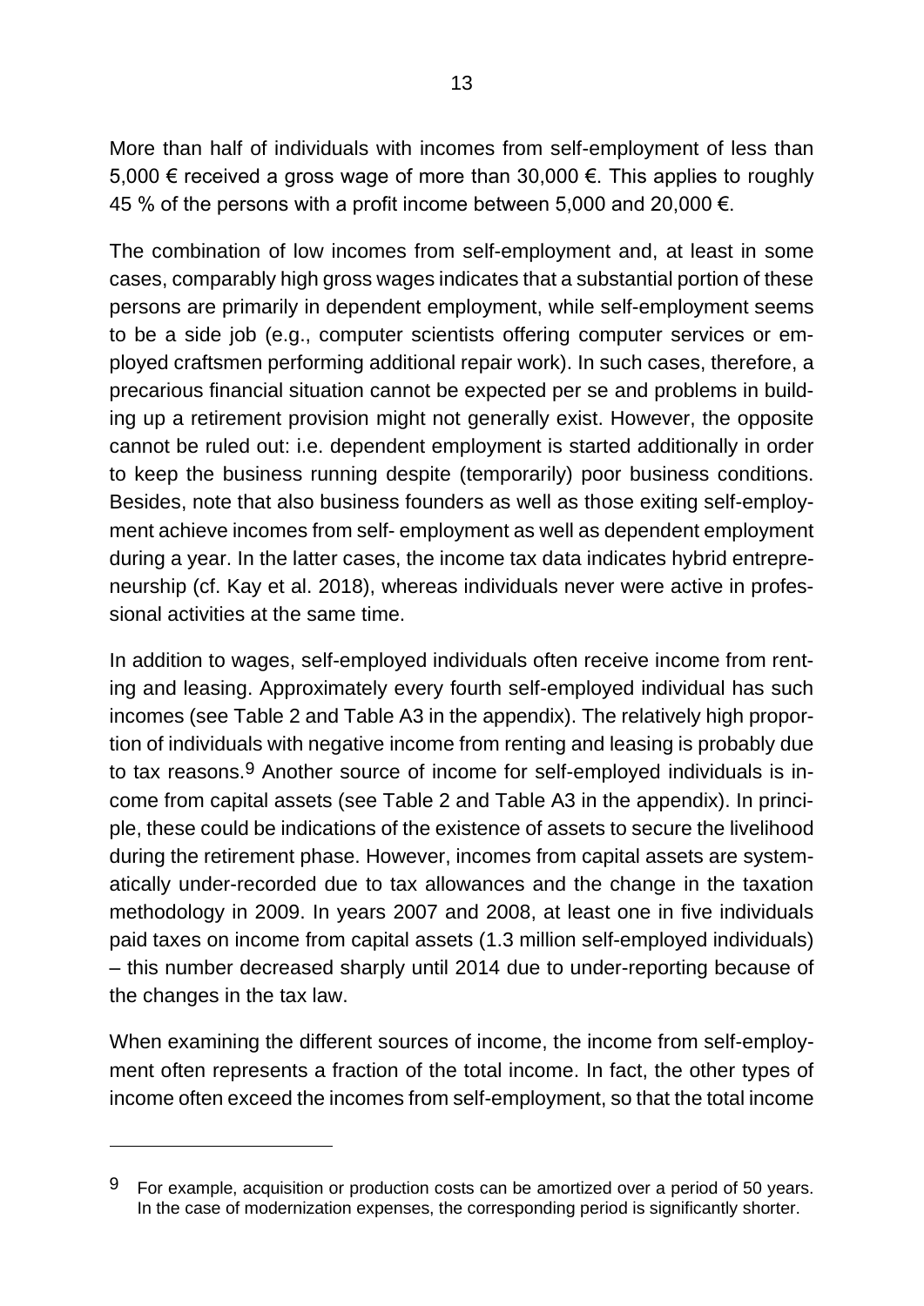More than half of individuals with incomes from self-employment of less than 5,000 € received a gross wage of more than 30,000 €. This applies to roughly 45 % of the persons with a profit income between 5,000 and 20,000 €.

The combination of low incomes from self-employment and, at least in some cases, comparably high gross wages indicates that a substantial portion of these persons are primarily in dependent employment, while self-employment seems to be a side job (e.g., computer scientists offering computer services or employed craftsmen performing additional repair work). In such cases, therefore, a precarious financial situation cannot be expected per se and problems in building up a retirement provision might not generally exist. However, the opposite cannot be ruled out: i.e. dependent employment is started additionally in order to keep the business running despite (temporarily) poor business conditions. Besides, note that also business founders as well as those exiting self-employment achieve incomes from self- employment as well as dependent employment during a year. In the latter cases, the income tax data indicates hybrid entrepreneurship (cf. Kay et al. 2018), whereas individuals never were active in professional activities at the same time.

In addition to wages, self-employed individuals often receive income from renting and leasing. Approximately every fourth self-employed individual has such incomes (see Table 2 and Table A3 in the appendix). The relatively high proportion of individuals with negative income from renting and leasing is probably due to tax reasons.[9] Another source of income for self-employed individuals is income from capital assets (see Table 2 and Table A3 in the appendix). In principle, these could be indications of the existence of assets to secure the livelihood during the retirement phase. However, incomes from capital assets are systematically under-recorded due to tax allowances and the change in the taxation methodology in 2009. In years 2007 and 2008, at least one in five individuals paid taxes on income from capital assets (1.3 million self-employed individuals) – this number decreased sharply until 2014 due to under-reporting because of the changes in the tax law.

When examining the different sources of income, the income from self-employment often represents a fraction of the total income. In fact, the other types of income often exceed the incomes from self-employment, so that the total income

---

[9] For example, acquisition or production costs can be amortized over a period of 50 years. In the case of modernization expenses, the corresponding period is significantly shorter.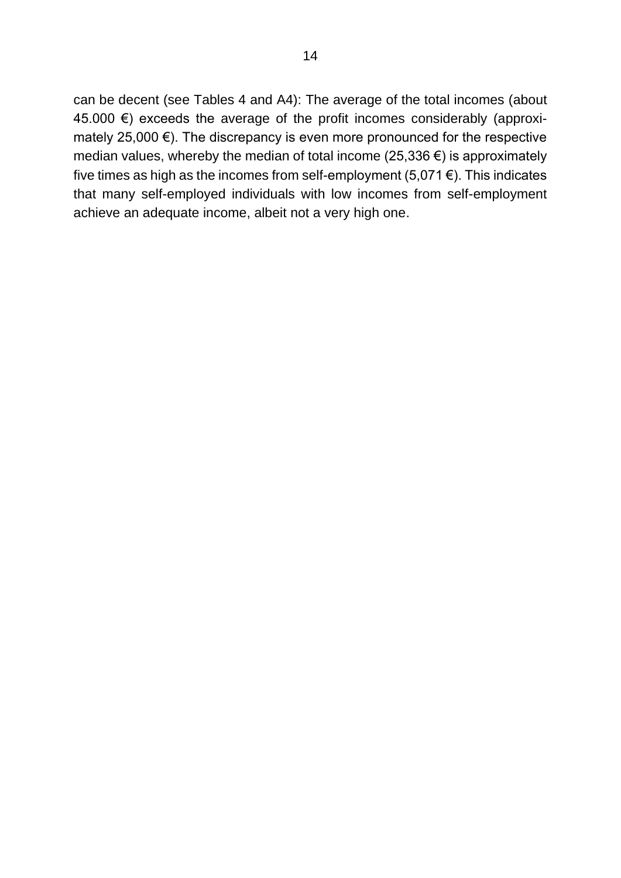can be decent (see Tables 4 and A4): The average of the total incomes (about 45.000 €) exceeds the average of the profit incomes considerably (approximately 25,000 €). The discrepancy is even more pronounced for the respective median values, whereby the median of total income (25,336 €) is approximately five times as high as the incomes from self-employment (5,071 €). This indicates that many self-employed individuals with low incomes from self-employment achieve an adequate income, albeit not a very high one.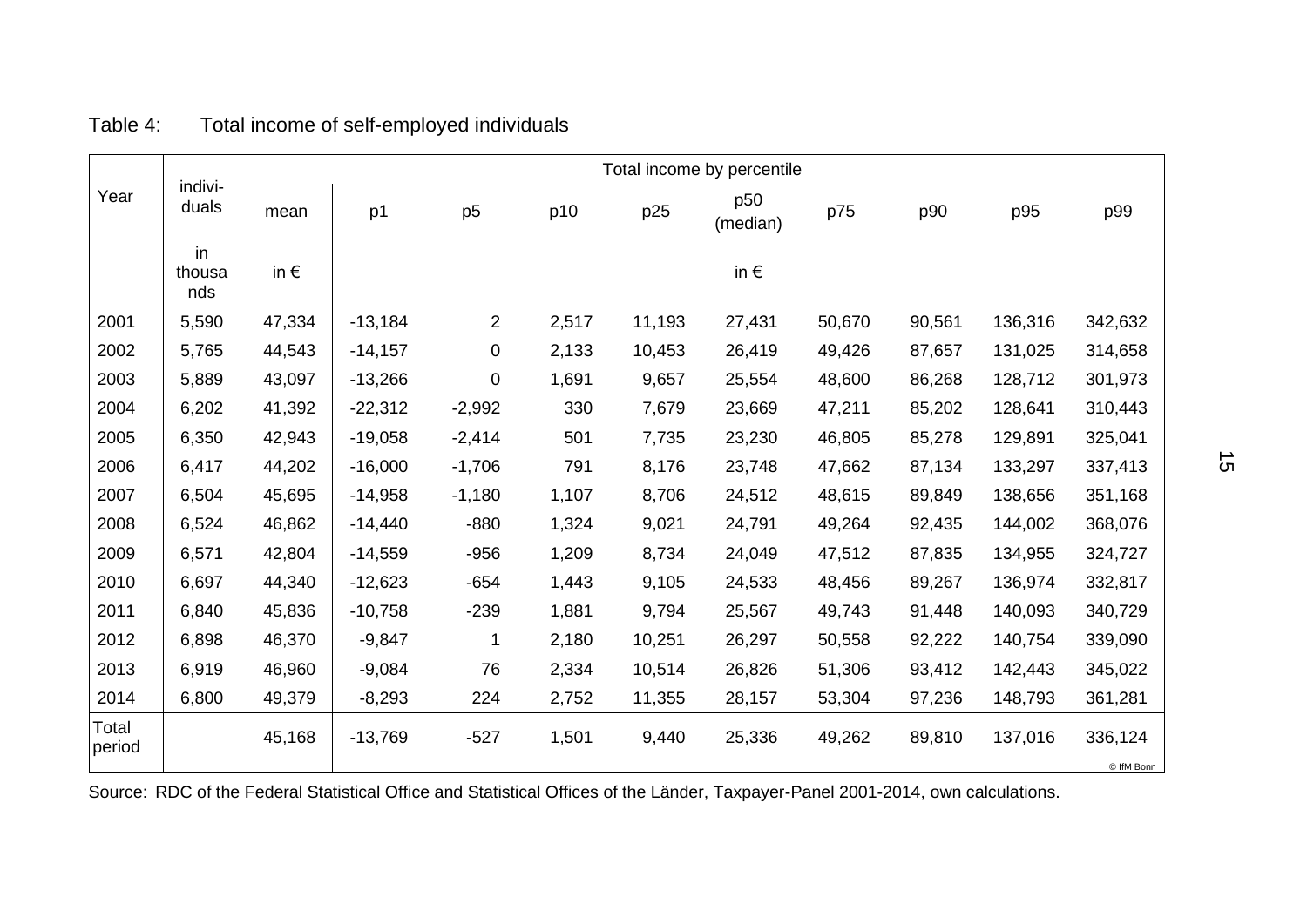Table 4: Total income of self-employed individuals

| Year | individuals | Total income by percentile | | | | | | | | | |
|---|---|---|---|---|---|---|---|---|---|---|---|
| | | mean | p1 | p5 | p10 | p25 | p50 (median) | p75 | p90 | p95 | p99 |
| | in thousands | in € | in € | | | | | | | | |
| 2001 | 5,590 | 47,334 | -13,184 | 2 | 2,517 | 11,193 | 27,431 | 50,670 | 90,561 | 136,316 | 342,632 |
| 2002 | 5,765 | 44,543 | -14,157 | 0 | 2,133 | 10,453 | 26,419 | 49,426 | 87,657 | 131,025 | 314,658 |
| 2003 | 5,889 | 43,097 | -13,266 | 0 | 1,691 | 9,657 | 25,554 | 48,600 | 86,268 | 128,712 | 301,973 |
| 2004 | 6,202 | 41,392 | -22,312 | -2,992 | 330 | 7,679 | 23,669 | 47,211 | 85,202 | 128,641 | 310,443 |
| 2005 | 6,350 | 42,943 | -19,058 | -2,414 | 501 | 7,735 | 23,230 | 46,805 | 85,278 | 129,891 | 325,041 |
| 2006 | 6,417 | 44,202 | -16,000 | -1,706 | 791 | 8,176 | 23,748 | 47,662 | 87,134 | 133,297 | 337,413 |
| 2007 | 6,504 | 45,695 | -14,958 | -1,180 | 1,107 | 8,706 | 24,512 | 48,615 | 89,849 | 138,656 | 351,168 |
| 2008 | 6,524 | 46,862 | -14,440 | -880 | 1,324 | 9,021 | 24,791 | 49,264 | 92,435 | 144,002 | 368,076 |
| 2009 | 6,571 | 42,804 | -14,559 | -956 | 1,209 | 8,734 | 24,049 | 47,512 | 87,835 | 134,955 | 324,727 |
| 2010 | 6,697 | 44,340 | -12,623 | -654 | 1,443 | 9,105 | 24,533 | 48,456 | 89,267 | 136,974 | 332,817 |
| 2011 | 6,840 | 45,836 | -10,758 | -239 | 1,881 | 9,794 | 25,567 | 49,743 | 91,448 | 140,093 | 340,729 |
| 2012 | 6,898 | 46,370 | -9,847 | 1 | 2,180 | 10,251 | 26,297 | 50,558 | 92,222 | 140,754 | 339,090 |
| 2013 | 6,919 | 46,960 | -9,084 | 76 | 2,334 | 10,514 | 26,826 | 51,306 | 93,412 | 142,443 | 345,022 |
| 2014 | 6,800 | 49,379 | -8,293 | 224 | 2,752 | 11,355 | 28,157 | 53,304 | 97,236 | 148,793 | 361,281 |
| Total period | | 45,168 | -13,769 | -527 | 1,501 | 9,440 | 25,336 | 49,262 | 89,810 | 137,016 | 336,124 |

© IfM Bonn

Source: RDC of the Federal Statistical Office and Statistical Offices of the Länder, Taxpayer-Panel 2001-2014, own calculations.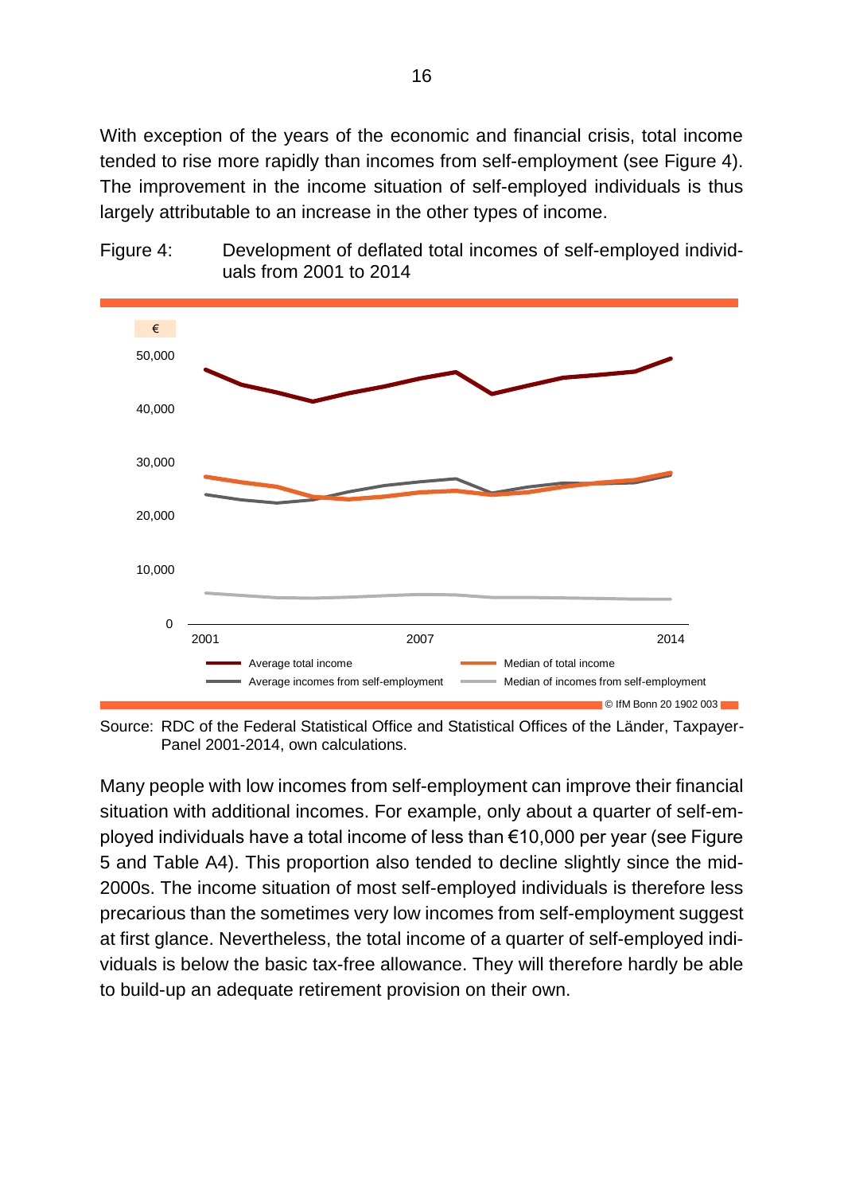With exception of the years of the economic and financial crisis, total income tended to rise more rapidly than incomes from self-employment (see Figure 4). The improvement in the income situation of self-employed individuals is thus largely attributable to an increase in the other types of income.

Figure 4: Development of deflated total incomes of self-employed individuals from 2001 to 2014

Source: RDC of the Federal Statistical Office and Statistical Offices of the Länder, Taxpayer-Panel 2001-2014, own calculations.

Many people with low incomes from self-employment can improve their financial situation with additional incomes. For example, only about a quarter of self-employed individuals have a total income of less than €10,000 per year (see Figure 5 and Table A4). This proportion also tended to decline slightly since the mid-2000s. The income situation of most self-employed individuals is therefore less precarious than the sometimes very low incomes from self-employment suggest at first glance. Nevertheless, the total income of a quarter of self-employed individuals is below the basic tax-free allowance. They will therefore hardly be able to build-up an adequate retirement provision on their own.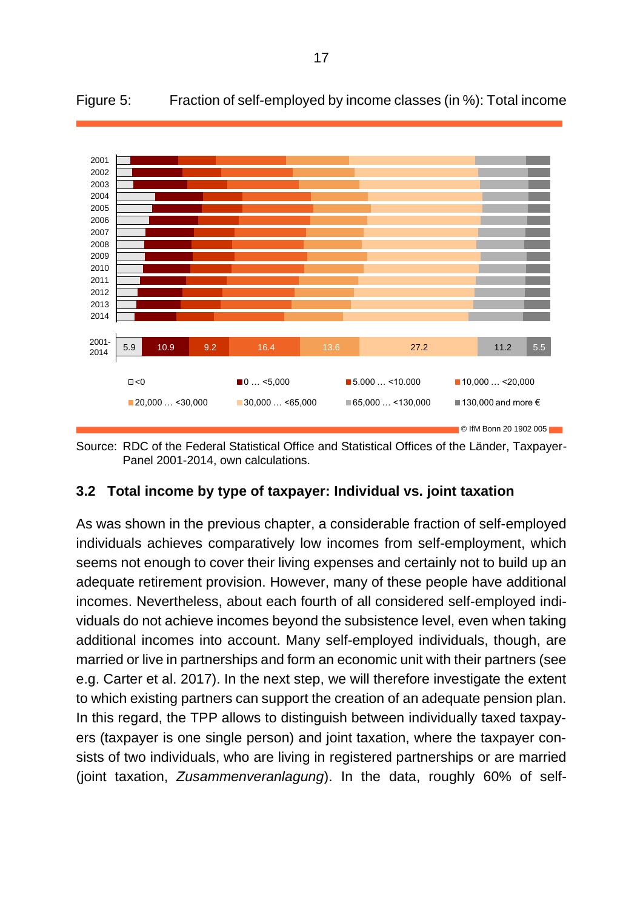Figure 5: Fraction of self-employed by income classes (in %): Total income

| | <0 | 0 … <5,000 | 5.000 … <10.000 | 10,000 … <20,000 | 20,000 … <30,000 | 30,000 … <65,000 | 65,000 … <130,000 | 130,000 and more € |
|---|---|---|---|---|---|---|---|---|
| 2001-2014 | 5.9 | 10.9 | 9.2 | 16.4 | 13.6 | 27.2 | 11.2 | 5.5 |

© IfM Bonn 20 1902 005

Source: RDC of the Federal Statistical Office and Statistical Offices of the Länder, Taxpayer-Panel 2001-2014, own calculations.

## 3.2 Total income by type of taxpayer: Individual vs. joint taxation

As was shown in the previous chapter, a considerable fraction of self-employed individuals achieves comparatively low incomes from self-employment, which seems not enough to cover their living expenses and certainly not to build up an adequate retirement provision. However, many of these people have additional incomes. Nevertheless, about each fourth of all considered self-employed individuals do not achieve incomes beyond the subsistence level, even when taking additional incomes into account. Many self-employed individuals, though, are married or live in partnerships and form an economic unit with their partners (see e.g. Carter et al. 2017). In the next step, we will therefore investigate the extent to which existing partners can support the creation of an adequate pension plan. In this regard, the TPP allows to distinguish between individually taxed taxpayers (taxpayer is one single person) and joint taxation, where the taxpayer consists of two individuals, who are living in registered partnerships or are married (joint taxation, *Zusammenveranlagung*). In the data, roughly 60% of self-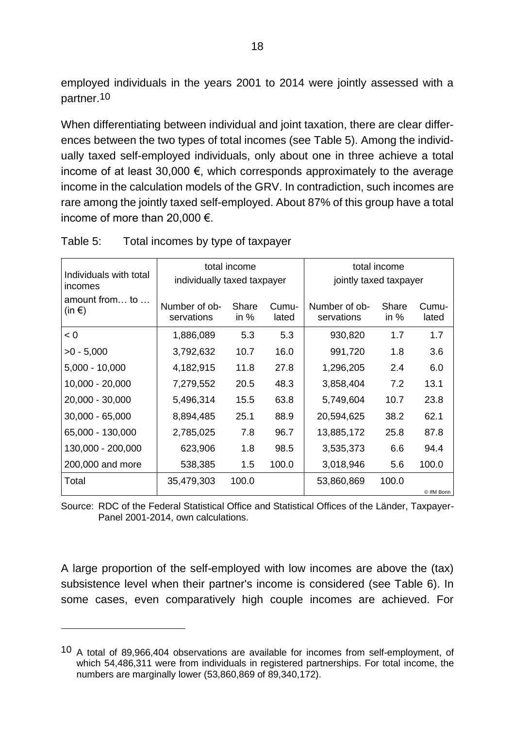employed individuals in the years 2001 to 2014 were jointly assessed with a partner.[10]

When differentiating between individual and joint taxation, there are clear differences between the two types of total incomes (see Table 5). Among the individually taxed self-employed individuals, only about one in three achieve a total income of at least 30,000 €, which corresponds approximately to the average income in the calculation models of the GRV. In contradiction, such incomes are rare among the jointly taxed self-employed. About 87% of this group have a total income of more than 20,000 €.

Table 5: Total incomes by type of taxpayer

| Individuals with total incomes | total income individually taxed taxpayer | | | total income jointly taxed taxpayer | | |
|---|---|---|---|---|---|---|
| amount from… to … (in €) | Number of observations | Share in % | Cumulated | Number of observations | Share in % | Cumulated |
| < 0 | 1,886,089 | 5.3 | 5.3 | 930,820 | 1.7 | 1.7 |
| >0 - 5,000 | 3,792,632 | 10.7 | 16.0 | 991,720 | 1.8 | 3.6 |
| 5,000 - 10,000 | 4,182,915 | 11.8 | 27.8 | 1,296,205 | 2.4 | 6.0 |
| 10,000 - 20,000 | 7,279,552 | 20.5 | 48.3 | 3,858,404 | 7.2 | 13.1 |
| 20,000 - 30,000 | 5,496,314 | 15.5 | 63.8 | 5,749,604 | 10.7 | 23.8 |
| 30,000 - 65,000 | 8,894,485 | 25.1 | 88.9 | 20,594,625 | 38.2 | 62.1 |
| 65,000 - 130,000 | 2,785,025 | 7.8 | 96.7 | 13,885,172 | 25.8 | 87.8 |
| 130,000 - 200,000 | 623,906 | 1.8 | 98.5 | 3,535,373 | 6.6 | 94.4 |
| 200,000 and more | 538,385 | 1.5 | 100.0 | 3,018,946 | 5.6 | 100.0 |
| Total | 35,479,303 | 100.0 | | 53,860,869 | 100.0 | |

© IfM Bonn

Source: RDC of the Federal Statistical Office and Statistical Offices of the Länder, Taxpayer-Panel 2001-2014, own calculations.

A large proportion of the self-employed with low incomes are above the (tax) subsistence level when their partner's income is considered (see Table 6). In some cases, even comparatively high couple incomes are achieved. For

[10] A total of 89,966,404 observations are available for incomes from self-employment, of which 54,486,311 were from individuals in registered partnerships. For total income, the numbers are marginally lower (53,860,869 of 89,340,172).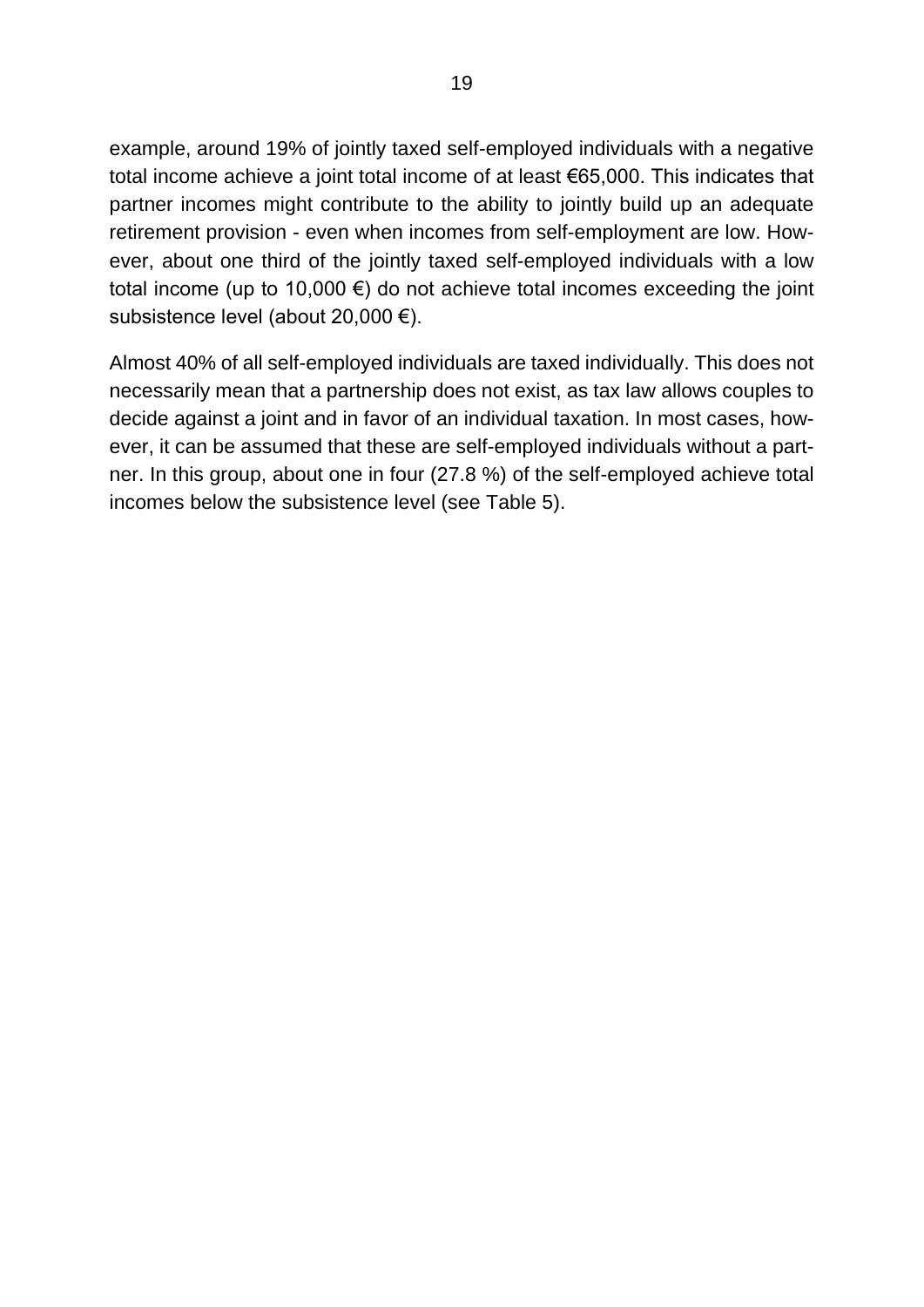example, around 19% of jointly taxed self-employed individuals with a negative total income achieve a joint total income of at least €65,000. This indicates that partner incomes might contribute to the ability to jointly build up an adequate retirement provision - even when incomes from self-employment are low. However, about one third of the jointly taxed self-employed individuals with a low total income (up to 10,000 €) do not achieve total incomes exceeding the joint subsistence level (about 20,000 €).

Almost 40% of all self-employed individuals are taxed individually. This does not necessarily mean that a partnership does not exist, as tax law allows couples to decide against a joint and in favor of an individual taxation. In most cases, however, it can be assumed that these are self-employed individuals without a partner. In this group, about one in four (27.8 %) of the self-employed achieve total incomes below the subsistence level (see Table 5).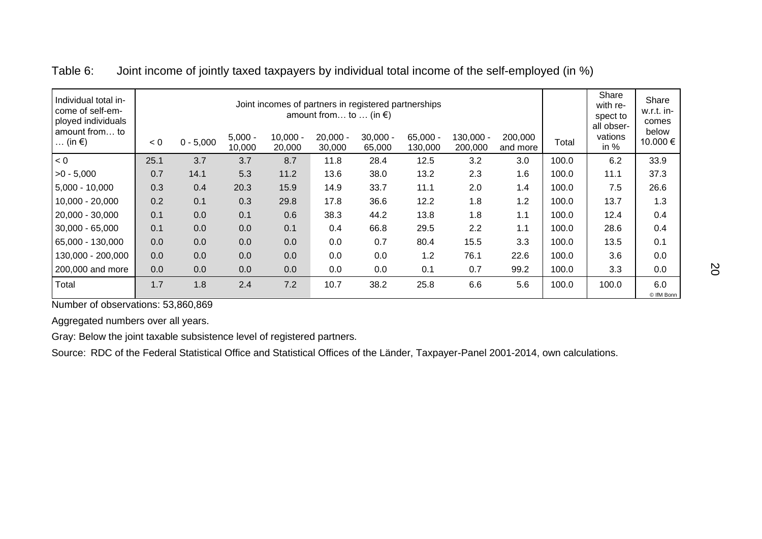Table 6: Joint income of jointly taxed taxpayers by individual total income of the self-employed (in %)

| Individual total income of self-employed individuals amount from… to … (in €) | Joint incomes of partners in registered partnerships amount from… to … (in €) | | | | | | | | | Total | Share with respect to all observations in % | Share w.r.t. incomes below 10.000 € |
|---|---|---|---|---|---|---|---|---|---|---|---|---|
| | < 0 | 0 - 5,000 | 5,000 - 10,000 | 10,000 - 20,000 | 20,000 - 30,000 | 30,000 - 65,000 | 65,000 - 130,000 | 130,000 - 200,000 | 200,000 and more | | | |
| < 0 | 25.1 | 3.7 | 3.7 | 8.7 | 11.8 | 28.4 | 12.5 | 3.2 | 3.0 | 100.0 | 6.2 | 33.9 |
| >0 - 5,000 | 0.7 | 14.1 | 5.3 | 11.2 | 13.6 | 38.0 | 13.2 | 2.3 | 1.6 | 100.0 | 11.1 | 37.3 |
| 5,000 - 10,000 | 0.3 | 0.4 | 20.3 | 15.9 | 14.9 | 33.7 | 11.1 | 2.0 | 1.4 | 100.0 | 7.5 | 26.6 |
| 10,000 - 20,000 | 0.2 | 0.1 | 0.3 | 29.8 | 17.8 | 36.6 | 12.2 | 1.8 | 1.2 | 100.0 | 13.7 | 1.3 |
| 20,000 - 30,000 | 0.1 | 0.0 | 0.1 | 0.6 | 38.3 | 44.2 | 13.8 | 1.8 | 1.1 | 100.0 | 12.4 | 0.4 |
| 30,000 - 65,000 | 0.1 | 0.0 | 0.0 | 0.1 | 0.4 | 66.8 | 29.5 | 2.2 | 1.1 | 100.0 | 28.6 | 0.4 |
| 65,000 - 130,000 | 0.0 | 0.0 | 0.0 | 0.0 | 0.0 | 0.7 | 80.4 | 15.5 | 3.3 | 100.0 | 13.5 | 0.1 |
| 130,000 - 200,000 | 0.0 | 0.0 | 0.0 | 0.0 | 0.0 | 0.0 | 1.2 | 76.1 | 22.6 | 100.0 | 3.6 | 0.0 |
| 200,000 and more | 0.0 | 0.0 | 0.0 | 0.0 | 0.0 | 0.0 | 0.1 | 0.7 | 99.2 | 100.0 | 3.3 | 0.0 |
| Total | 1.7 | 1.8 | 2.4 | 7.2 | 10.7 | 38.2 | 25.8 | 6.6 | 5.6 | 100.0 | 100.0 | 6.0 |

© IfM Bonn

Number of observations: 53,860,869

Aggregated numbers over all years.

Gray: Below the joint taxable subsistence level of registered partners.

Source: RDC of the Federal Statistical Office and Statistical Offices of the Länder, Taxpayer-Panel 2001-2014, own calculations.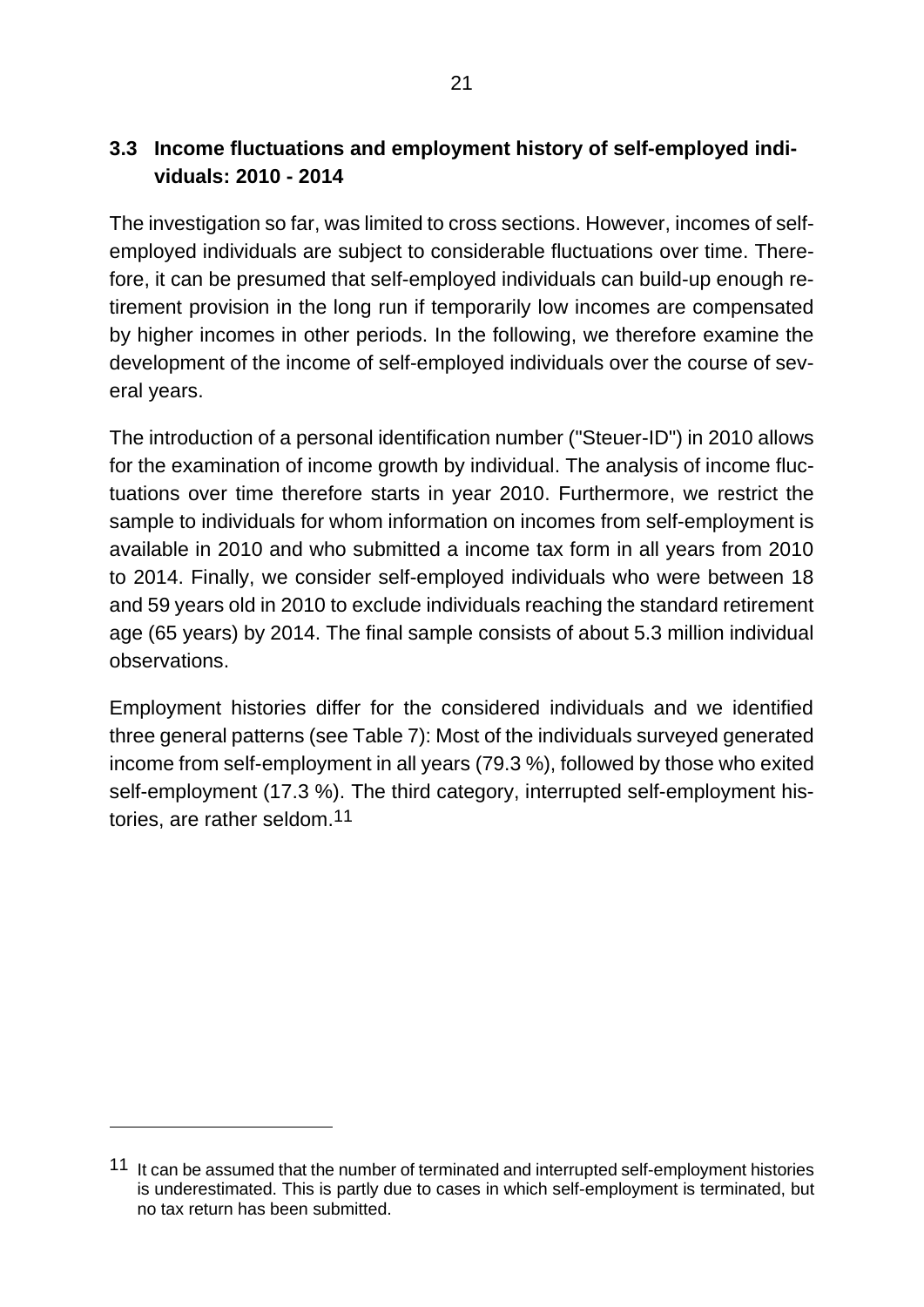### 3.3 Income fluctuations and employment history of self-employed individuals: 2010 - 2014

The investigation so far, was limited to cross sections. However, incomes of self-employed individuals are subject to considerable fluctuations over time. Therefore, it can be presumed that self-employed individuals can build-up enough retirement provision in the long run if temporarily low incomes are compensated by higher incomes in other periods. In the following, we therefore examine the development of the income of self-employed individuals over the course of several years.

The introduction of a personal identification number ("Steuer-ID") in 2010 allows for the examination of income growth by individual. The analysis of income fluctuations over time therefore starts in year 2010. Furthermore, we restrict the sample to individuals for whom information on incomes from self-employment is available in 2010 and who submitted a income tax form in all years from 2010 to 2014. Finally, we consider self-employed individuals who were between 18 and 59 years old in 2010 to exclude individuals reaching the standard retirement age (65 years) by 2014. The final sample consists of about 5.3 million individual observations.

Employment histories differ for the considered individuals and we identified three general patterns (see Table 7): Most of the individuals surveyed generated income from self-employment in all years (79.3 %), followed by those who exited self-employment (17.3 %). The third category, interrupted self-employment histories, are rather seldom.[11]

[11] It can be assumed that the number of terminated and interrupted self-employment histories is underestimated. This is partly due to cases in which self-employment is terminated, but no tax return has been submitted.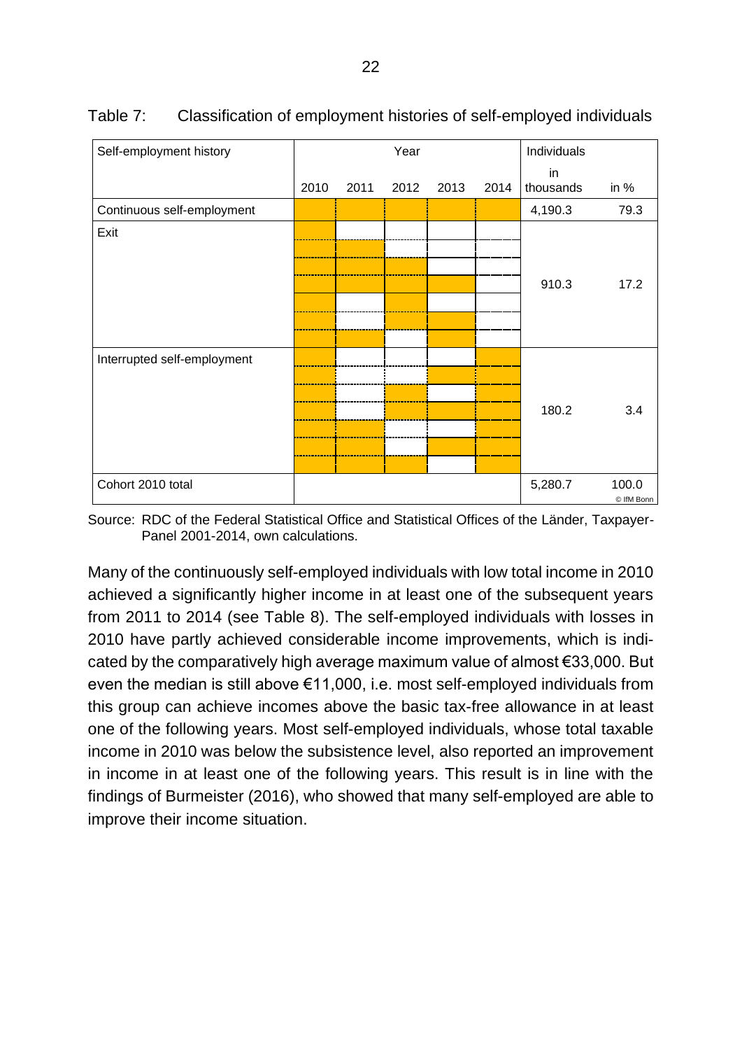Table 7: Classification of employment histories of self-employed individuals

| Self-employment history | Year | | | | | Individuals | |
|---|---|---|---|---|---|---|---|
| | 2010 | 2011 | 2012 | 2013 | 2014 | in thousands | in % |
| Continuous self-employment | ■ | ■ | ■ | ■ | ■ | 4,190.3 | 79.3 |
| Exit | ■ | | | | | | |
| | ■ | ■ | | | | | |
| | ■ | ■ | ■ | | | | |
| | ■ | ■ | ■ | ■ | | 910.3 | 17.2 |
| | ■ | | ■ | | | | |
| | ■ | | ■ | ■ | | | |
| | ■ | ■ | | ■ | | | |
| Interrupted self-employment | ■ | | | | ■ | | |
| | ■ | | | ■ | ■ | | |
| | ■ | | ■ | | ■ | | |
| | ■ | | ■ | ■ | ■ | 180.2 | 3.4 |
| | ■ | ■ | | | ■ | | |
| | ■ | ■ | | ■ | ■ | | |
| | ■ | ■ | ■ | | ■ | | |
| Cohort 2010 total | | | | | | 5,280.7 | 100.0 |

© IfM Bonn

Source: RDC of the Federal Statistical Office and Statistical Offices of the Länder, Taxpayer-Panel 2001-2014, own calculations.

Many of the continuously self-employed individuals with low total income in 2010 achieved a significantly higher income in at least one of the subsequent years from 2011 to 2014 (see Table 8). The self-employed individuals with losses in 2010 have partly achieved considerable income improvements, which is indicated by the comparatively high average maximum value of almost €33,000. But even the median is still above €11,000, i.e. most self-employed individuals from this group can achieve incomes above the basic tax-free allowance in at least one of the following years. Most self-employed individuals, whose total taxable income in 2010 was below the subsistence level, also reported an improvement in income in at least one of the following years. This result is in line with the findings of Burmeister (2016), who showed that many self-employed are able to improve their income situation.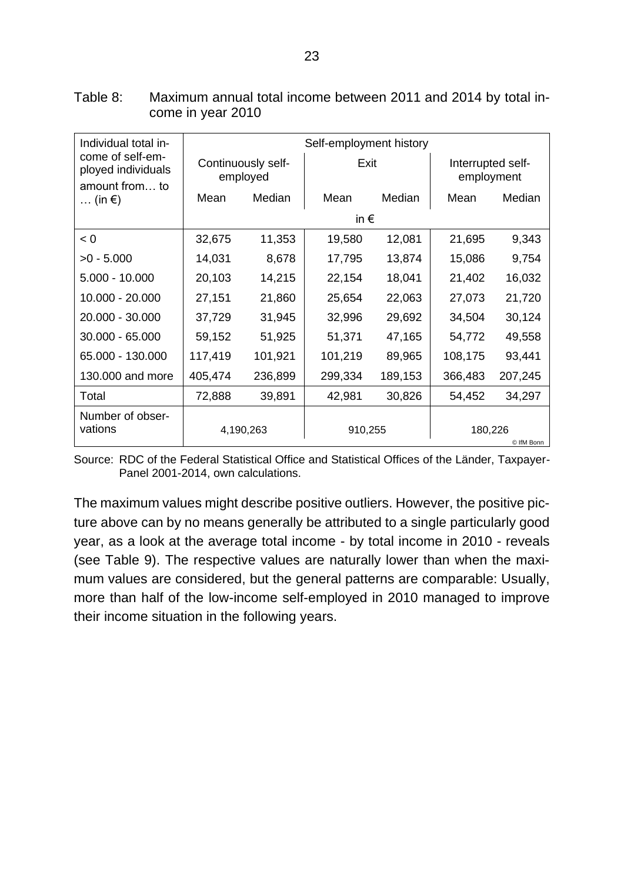Table 8: Maximum annual total income between 2011 and 2014 by total income in year 2010

| Individual total income of self-employed individuals amount from… to … (in €) | Self-employment history | | | | | |
|---|---|---|---|---|---|---|
| | Continuously self-employed | | Exit | | Interrupted self-employment | |
| | Mean | Median | Mean | Median | Mean | Median |
| | in € | | | | | |
| < 0 | 32,675 | 11,353 | 19,580 | 12,081 | 21,695 | 9,343 |
| >0 - 5.000 | 14,031 | 8,678 | 17,795 | 13,874 | 15,086 | 9,754 |
| 5.000 - 10.000 | 20,103 | 14,215 | 22,154 | 18,041 | 21,402 | 16,032 |
| 10.000 - 20.000 | 27,151 | 21,860 | 25,654 | 22,063 | 27,073 | 21,720 |
| 20.000 - 30.000 | 37,729 | 31,945 | 32,996 | 29,692 | 34,504 | 30,124 |
| 30.000 - 65.000 | 59,152 | 51,925 | 51,371 | 47,165 | 54,772 | 49,558 |
| 65.000 - 130.000 | 117,419 | 101,921 | 101,219 | 89,965 | 108,175 | 93,441 |
| 130.000 and more | 405,474 | 236,899 | 299,334 | 189,153 | 366,483 | 207,245 |
| Total | 72,888 | 39,891 | 42,981 | 30,826 | 54,452 | 34,297 |
| Number of observations | 4,190,263 | | 910,255 | | 180,226 | |

© IfM Bonn

Source: RDC of the Federal Statistical Office and Statistical Offices of the Länder, Taxpayer-Panel 2001-2014, own calculations.

The maximum values might describe positive outliers. However, the positive picture above can by no means generally be attributed to a single particularly good year, as a look at the average total income - by total income in 2010 - reveals (see Table 9). The respective values are naturally lower than when the maximum values are considered, but the general patterns are comparable: Usually, more than half of the low-income self-employed in 2010 managed to improve their income situation in the following years.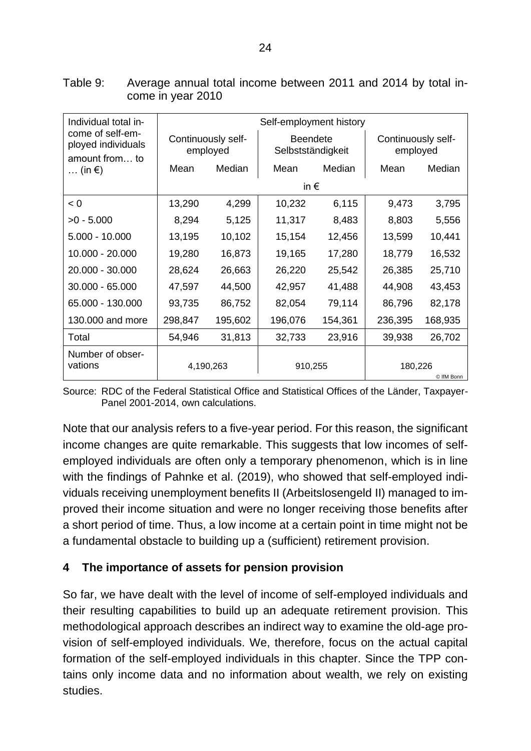Table 9: Average annual total income between 2011 and 2014 by total income in year 2010

| Individual total income of self-employed individuals amount from… to … (in €) | Self-employment history | | | | | |
|---|---|---|---|---|---|---|
| | Continuously self-employed | | Beendete Selbstständigkeit | | Continuously self-employed | |
| | Mean | Median | Mean | Median | Mean | Median |
| | in € | | | | | |
| < 0 | 13,290 | 4,299 | 10,232 | 6,115 | 9,473 | 3,795 |
| >0 - 5.000 | 8,294 | 5,125 | 11,317 | 8,483 | 8,803 | 5,556 |
| 5.000 - 10.000 | 13,195 | 10,102 | 15,154 | 12,456 | 13,599 | 10,441 |
| 10.000 - 20.000 | 19,280 | 16,873 | 19,165 | 17,280 | 18,779 | 16,532 |
| 20.000 - 30.000 | 28,624 | 26,663 | 26,220 | 25,542 | 26,385 | 25,710 |
| 30.000 - 65.000 | 47,597 | 44,500 | 42,957 | 41,488 | 44,908 | 43,453 |
| 65.000 - 130.000 | 93,735 | 86,752 | 82,054 | 79,114 | 86,796 | 82,178 |
| 130.000 and more | 298,847 | 195,602 | 196,076 | 154,361 | 236,395 | 168,935 |
| Total | 54,946 | 31,813 | 32,733 | 23,916 | 39,938 | 26,702 |
| Number of observations | 4,190,263 | | 910,255 | | 180,226 | |

© IfM Bonn

Source: RDC of the Federal Statistical Office and Statistical Offices of the Länder, Taxpayer-Panel 2001-2014, own calculations.

Note that our analysis refers to a five-year period. For this reason, the significant income changes are quite remarkable. This suggests that low incomes of self-employed individuals are often only a temporary phenomenon, which is in line with the findings of Pahnke et al. (2019), who showed that self-employed individuals receiving unemployment benefits II (Arbeitslosengeld II) managed to improved their income situation and were no longer receiving those benefits after a short period of time. Thus, a low income at a certain point in time might not be a fundamental obstacle to building up a (sufficient) retirement provision.

## 4 The importance of assets for pension provision

So far, we have dealt with the level of income of self-employed individuals and their resulting capabilities to build up an adequate retirement provision. This methodological approach describes an indirect way to examine the old-age provision of self-employed individuals. We, therefore, focus on the actual capital formation of the self-employed individuals in this chapter. Since the TPP contains only income data and no information about wealth, we rely on existing studies.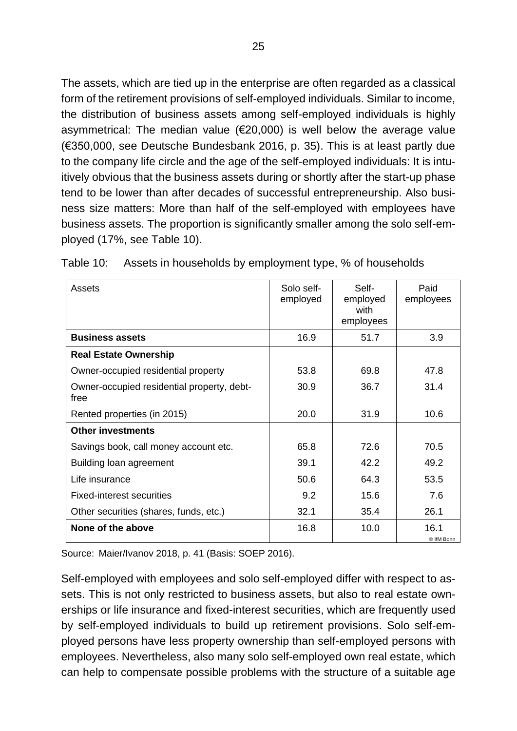The assets, which are tied up in the enterprise are often regarded as a classical form of the retirement provisions of self-employed individuals. Similar to income, the distribution of business assets among self-employed individuals is highly asymmetrical: The median value (€20,000) is well below the average value (€350,000, see Deutsche Bundesbank 2016, p. 35). This is at least partly due to the company life circle and the age of the self-employed individuals: It is intuitively obvious that the business assets during or shortly after the start-up phase tend to be lower than after decades of successful entrepreneurship. Also business size matters: More than half of the self-employed with employees have business assets. The proportion is significantly smaller among the solo self-employed (17%, see Table 10).

Table 10: Assets in households by employment type, % of households

| Assets | Solo self-employed | Self-employed with employees | Paid employees |
|---|---|---|---|
| **Business assets** | 16.9 | 51.7 | 3.9 |
| **Real Estate Ownership** | | | |
| Owner-occupied residential property | 53.8 | 69.8 | 47.8 |
| Owner-occupied residential property, debt-free | 30.9 | 36.7 | 31.4 |
| Rented properties (in 2015) | 20.0 | 31.9 | 10.6 |
| **Other investments** | | | |
| Savings book, call money account etc. | 65.8 | 72.6 | 70.5 |
| Building loan agreement | 39.1 | 42.2 | 49.2 |
| Life insurance | 50.6 | 64.3 | 53.5 |
| Fixed-interest securities | 9.2 | 15.6 | 7.6 |
| Other securities (shares, funds, etc.) | 32.1 | 35.4 | 26.1 |
| **None of the above** | 16.8 | 10.0 | 16.1 |

© IfM Bonn

Source: Maier/Ivanov 2018, p. 41 (Basis: SOEP 2016).

Self-employed with employees and solo self-employed differ with respect to assets. This is not only restricted to business assets, but also to real estate ownerships or life insurance and fixed-interest securities, which are frequently used by self-employed individuals to build up retirement provisions. Solo self-employed persons have less property ownership than self-employed persons with employees. Nevertheless, also many solo self-employed own real estate, which can help to compensate possible problems with the structure of a suitable age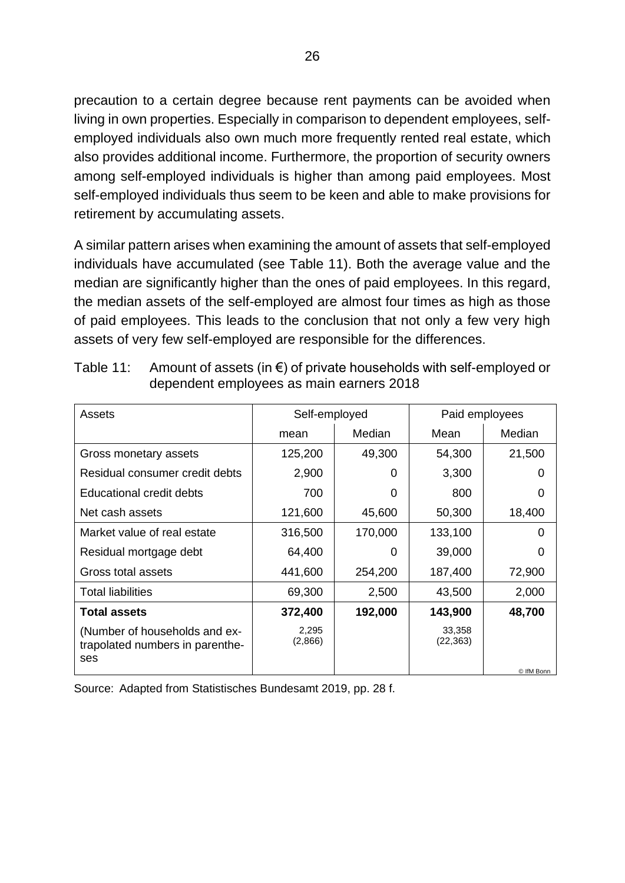precaution to a certain degree because rent payments can be avoided when living in own properties. Especially in comparison to dependent employees, self-employed individuals also own much more frequently rented real estate, which also provides additional income. Furthermore, the proportion of security owners among self-employed individuals is higher than among paid employees. Most self-employed individuals thus seem to be keen and able to make provisions for retirement by accumulating assets.

A similar pattern arises when examining the amount of assets that self-employed individuals have accumulated (see Table 11). Both the average value and the median are significantly higher than the ones of paid employees. In this regard, the median assets of the self-employed are almost four times as high as those of paid employees. This leads to the conclusion that not only a few very high assets of very few self-employed are responsible for the differences.

Table 11: Amount of assets (in €) of private households with self-employed or dependent employees as main earners 2018

| Assets | Self-employed | | Paid employees | |
|---|---|---|---|---|
| | mean | Median | Mean | Median |
| Gross monetary assets | 125,200 | 49,300 | 54,300 | 21,500 |
| Residual consumer credit debts | 2,900 | 0 | 3,300 | 0 |
| Educational credit debts | 700 | 0 | 800 | 0 |
| Net cash assets | 121,600 | 45,600 | 50,300 | 18,400 |
| Market value of real estate | 316,500 | 170,000 | 133,100 | 0 |
| Residual mortgage debt | 64,400 | 0 | 39,000 | 0 |
| Gross total assets | 441,600 | 254,200 | 187,400 | 72,900 |
| Total liabilities | 69,300 | 2,500 | 43,500 | 2,000 |
| **Total assets** | **372,400** | **192,000** | **143,900** | **48,700** |
| (Number of households and extrapolated numbers in parentheses | 2,295 (2,866) | | 33,358 (22,363) | |

© IfM Bonn

Source: Adapted from Statistisches Bundesamt 2019, pp. 28 f.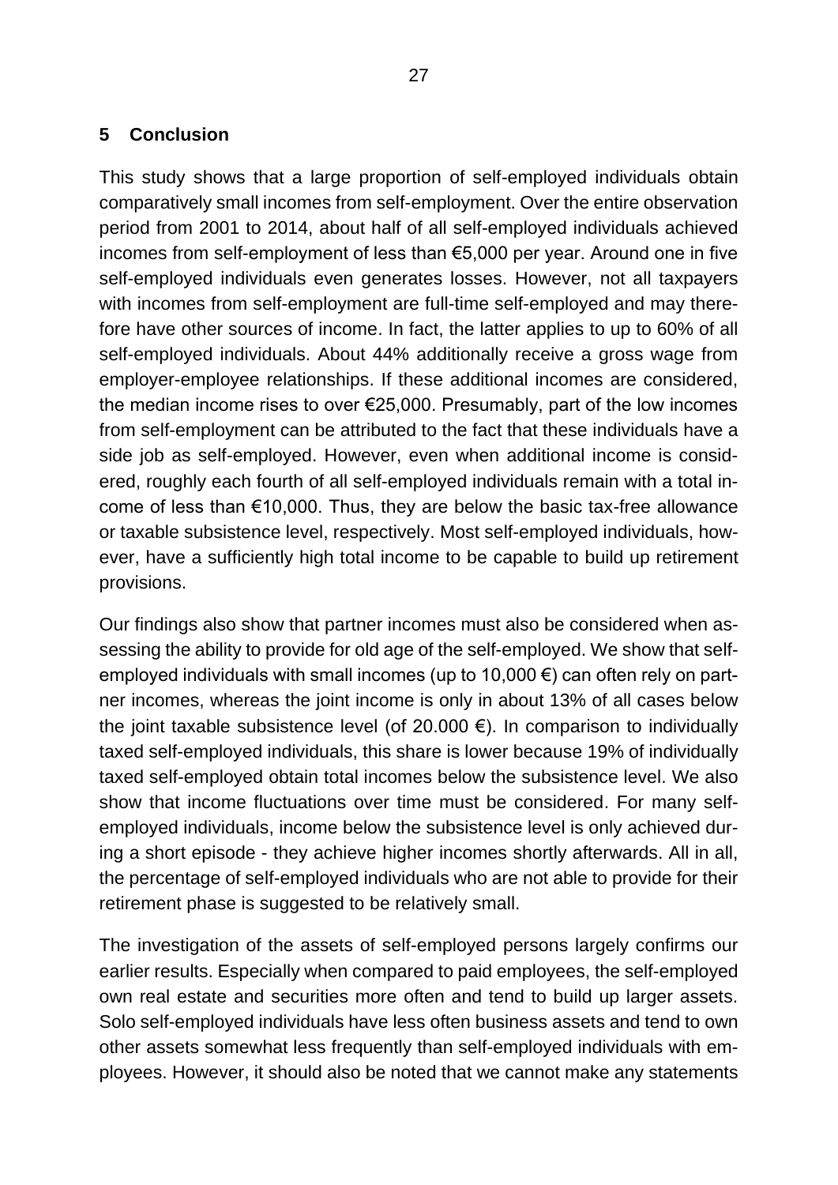## 5 Conclusion

This study shows that a large proportion of self-employed individuals obtain comparatively small incomes from self-employment. Over the entire observation period from 2001 to 2014, about half of all self-employed individuals achieved incomes from self-employment of less than €5,000 per year. Around one in five self-employed individuals even generates losses. However, not all taxpayers with incomes from self-employment are full-time self-employed and may therefore have other sources of income. In fact, the latter applies to up to 60% of all self-employed individuals. About 44% additionally receive a gross wage from employer-employee relationships. If these additional incomes are considered, the median income rises to over €25,000. Presumably, part of the low incomes from self-employment can be attributed to the fact that these individuals have a side job as self-employed. However, even when additional income is considered, roughly each fourth of all self-employed individuals remain with a total income of less than €10,000. Thus, they are below the basic tax-free allowance or taxable subsistence level, respectively. Most self-employed individuals, however, have a sufficiently high total income to be capable to build up retirement provisions.

Our findings also show that partner incomes must also be considered when assessing the ability to provide for old age of the self-employed. We show that self-employed individuals with small incomes (up to 10,000 €) can often rely on partner incomes, whereas the joint income is only in about 13% of all cases below the joint taxable subsistence level (of 20.000 €). In comparison to individually taxed self-employed individuals, this share is lower because 19% of individually taxed self-employed obtain total incomes below the subsistence level. We also show that income fluctuations over time must be considered. For many self-employed individuals, income below the subsistence level is only achieved during a short episode - they achieve higher incomes shortly afterwards. All in all, the percentage of self-employed individuals who are not able to provide for their retirement phase is suggested to be relatively small.

The investigation of the assets of self-employed persons largely confirms our earlier results. Especially when compared to paid employees, the self-employed own real estate and securities more often and tend to build up larger assets. Solo self-employed individuals have less often business assets and tend to own other assets somewhat less frequently than self-employed individuals with employees. However, it should also be noted that we cannot make any statements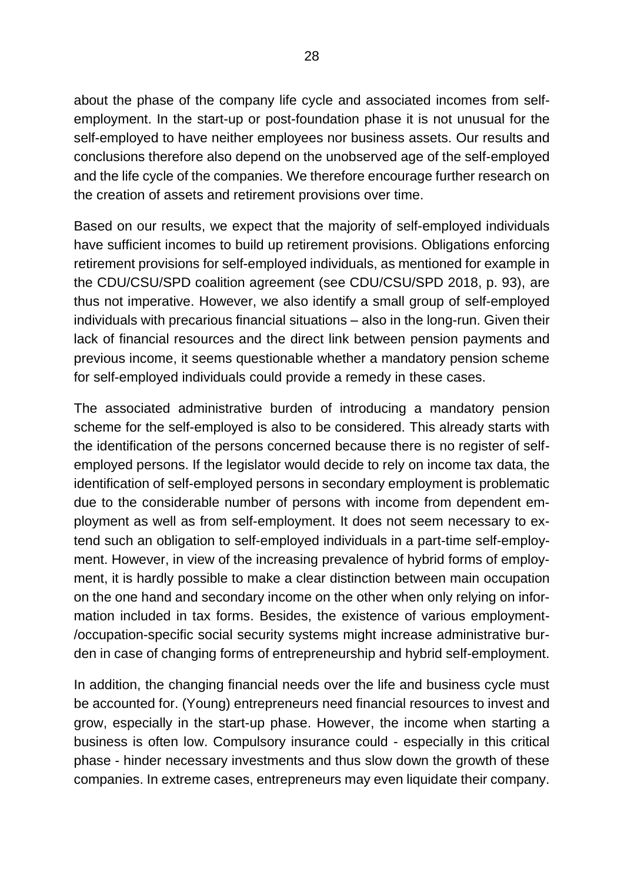about the phase of the company life cycle and associated incomes from self-employment. In the start-up or post-foundation phase it is not unusual for the self-employed to have neither employees nor business assets. Our results and conclusions therefore also depend on the unobserved age of the self-employed and the life cycle of the companies. We therefore encourage further research on the creation of assets and retirement provisions over time.

Based on our results, we expect that the majority of self-employed individuals have sufficient incomes to build up retirement provisions. Obligations enforcing retirement provisions for self-employed individuals, as mentioned for example in the CDU/CSU/SPD coalition agreement (see CDU/CSU/SPD 2018, p. 93), are thus not imperative. However, we also identify a small group of self-employed individuals with precarious financial situations – also in the long-run. Given their lack of financial resources and the direct link between pension payments and previous income, it seems questionable whether a mandatory pension scheme for self-employed individuals could provide a remedy in these cases.

The associated administrative burden of introducing a mandatory pension scheme for the self-employed is also to be considered. This already starts with the identification of the persons concerned because there is no register of self-employed persons. If the legislator would decide to rely on income tax data, the identification of self-employed persons in secondary employment is problematic due to the considerable number of persons with income from dependent employment as well as from self-employment. It does not seem necessary to extend such an obligation to self-employed individuals in a part-time self-employment. However, in view of the increasing prevalence of hybrid forms of employment, it is hardly possible to make a clear distinction between main occupation on the one hand and secondary income on the other when only relying on information included in tax forms. Besides, the existence of various employment-/occupation-specific social security systems might increase administrative burden in case of changing forms of entrepreneurship and hybrid self-employment.

In addition, the changing financial needs over the life and business cycle must be accounted for. (Young) entrepreneurs need financial resources to invest and grow, especially in the start-up phase. However, the income when starting a business is often low. Compulsory insurance could - especially in this critical phase - hinder necessary investments and thus slow down the growth of these companies. In extreme cases, entrepreneurs may even liquidate their company.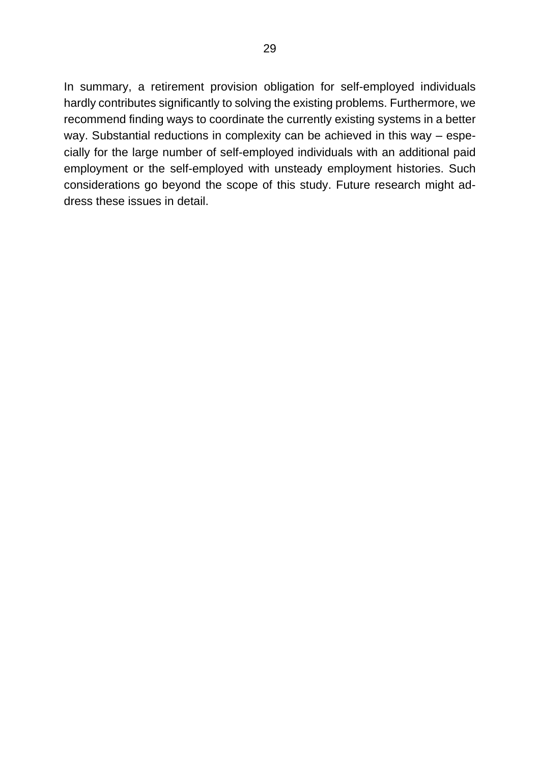In summary, a retirement provision obligation for self-employed individuals hardly contributes significantly to solving the existing problems. Furthermore, we recommend finding ways to coordinate the currently existing systems in a better way. Substantial reductions in complexity can be achieved in this way – especially for the large number of self-employed individuals with an additional paid employment or the self-employed with unsteady employment histories. Such considerations go beyond the scope of this study. Future research might address these issues in detail.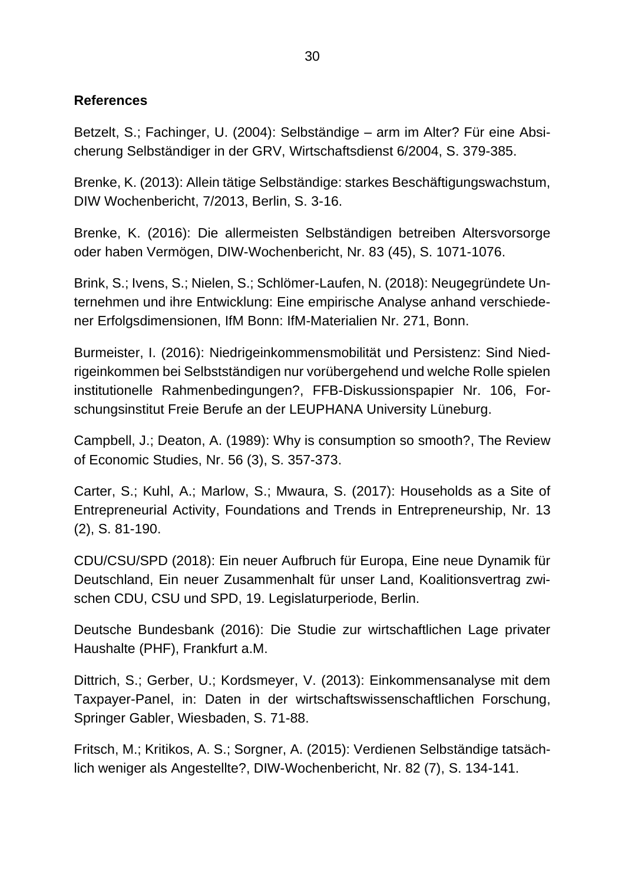**References**

Betzelt, S.; Fachinger, U. (2004): Selbständige – arm im Alter? Für eine Absicherung Selbständiger in der GRV, Wirtschaftsdienst 6/2004, S. 379-385.

Brenke, K. (2013): Allein tätige Selbständige: starkes Beschäftigungswachstum, DIW Wochenbericht, 7/2013, Berlin, S. 3-16.

Brenke, K. (2016): Die allermeisten Selbständigen betreiben Altersvorsorge oder haben Vermögen, DIW-Wochenbericht, Nr. 83 (45), S. 1071-1076.

Brink, S.; Ivens, S.; Nielen, S.; Schlömer-Laufen, N. (2018): Neugegründete Unternehmen und ihre Entwicklung: Eine empirische Analyse anhand verschiedener Erfolgsdimensionen, IfM Bonn: IfM-Materialien Nr. 271, Bonn.

Burmeister, I. (2016): Niedrigeinkommensmobilität und Persistenz: Sind Niedrigeinkommen bei Selbstständigen nur vorübergehend und welche Rolle spielen institutionelle Rahmenbedingungen?, FFB-Diskussionspapier Nr. 106, Forschungsinstitut Freie Berufe an der LEUPHANA University Lüneburg.

Campbell, J.; Deaton, A. (1989): Why is consumption so smooth?, The Review of Economic Studies, Nr. 56 (3), S. 357-373.

Carter, S.; Kuhl, A.; Marlow, S.; Mwaura, S. (2017): Households as a Site of Entrepreneurial Activity, Foundations and Trends in Entrepreneurship, Nr. 13 (2), S. 81-190.

CDU/CSU/SPD (2018): Ein neuer Aufbruch für Europa, Eine neue Dynamik für Deutschland, Ein neuer Zusammenhalt für unser Land, Koalitionsvertrag zwischen CDU, CSU und SPD, 19. Legislaturperiode, Berlin.

Deutsche Bundesbank (2016): Die Studie zur wirtschaftlichen Lage privater Haushalte (PHF), Frankfurt a.M.

Dittrich, S.; Gerber, U.; Kordsmeyer, V. (2013): Einkommensanalyse mit dem Taxpayer-Panel, in: Daten in der wirtschaftswissenschaftlichen Forschung, Springer Gabler, Wiesbaden, S. 71-88.

Fritsch, M.; Kritikos, A. S.; Sorgner, A. (2015): Verdienen Selbständige tatsächlich weniger als Angestellte?, DIW-Wochenbericht, Nr. 82 (7), S. 134-141.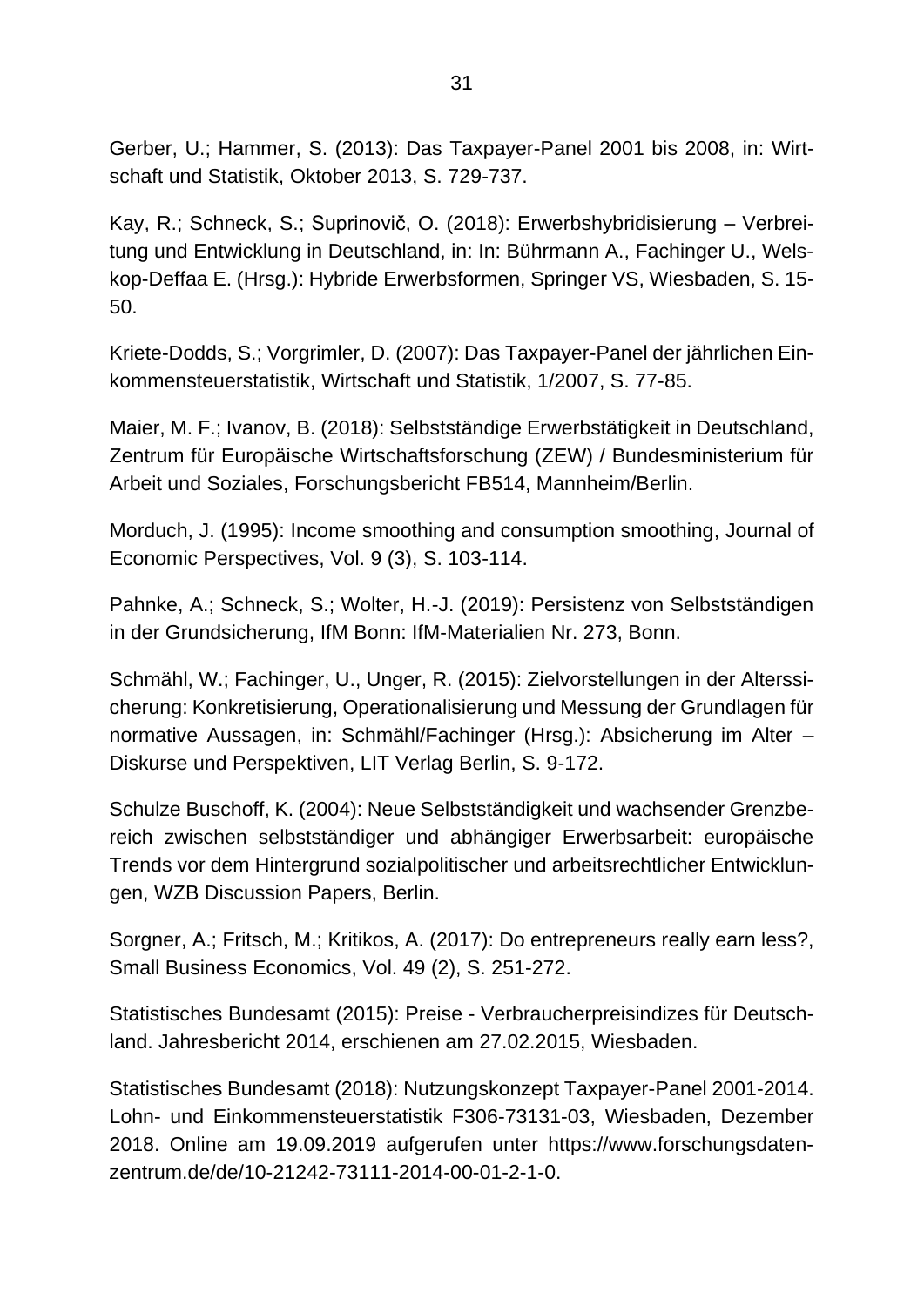Gerber, U.; Hammer, S. (2013): Das Taxpayer-Panel 2001 bis 2008, in: Wirtschaft und Statistik, Oktober 2013, S. 729-737.

Kay, R.; Schneck, S.; Suprinovič, O. (2018): Erwerbshybridisierung – Verbreitung und Entwicklung in Deutschland, in: In: Bührmann A., Fachinger U., Welskop-Deffaa E. (Hrsg.): Hybride Erwerbsformen, Springer VS, Wiesbaden, S. 15-50.

Kriete-Dodds, S.; Vorgrimler, D. (2007): Das Taxpayer-Panel der jährlichen Einkommensteuerstatistik, Wirtschaft und Statistik, 1/2007, S. 77-85.

Maier, M. F.; Ivanov, B. (2018): Selbstständige Erwerbstätigkeit in Deutschland, Zentrum für Europäische Wirtschaftsforschung (ZEW) / Bundesministerium für Arbeit und Soziales, Forschungsbericht FB514, Mannheim/Berlin.

Morduch, J. (1995): Income smoothing and consumption smoothing, Journal of Economic Perspectives, Vol. 9 (3), S. 103-114.

Pahnke, A.; Schneck, S.; Wolter, H.-J. (2019): Persistenz von Selbstständigen in der Grundsicherung, IfM Bonn: IfM-Materialien Nr. 273, Bonn.

Schmähl, W.; Fachinger, U., Unger, R. (2015): Zielvorstellungen in der Alterssicherung: Konkretisierung, Operationalisierung und Messung der Grundlagen für normative Aussagen, in: Schmähl/Fachinger (Hrsg.): Absicherung im Alter – Diskurse und Perspektiven, LIT Verlag Berlin, S. 9-172.

Schulze Buschoff, K. (2004): Neue Selbstständigkeit und wachsender Grenzbereich zwischen selbstständiger und abhängiger Erwerbsarbeit: europäische Trends vor dem Hintergrund sozialpolitischer und arbeitsrechtlicher Entwicklungen, WZB Discussion Papers, Berlin.

Sorgner, A.; Fritsch, M.; Kritikos, A. (2017): Do entrepreneurs really earn less?, Small Business Economics, Vol. 49 (2), S. 251-272.

Statistisches Bundesamt (2015): Preise - Verbraucherpreisindizes für Deutschland. Jahresbericht 2014, erschienen am 27.02.2015, Wiesbaden.

Statistisches Bundesamt (2018): Nutzungskonzept Taxpayer-Panel 2001-2014. Lohn- und Einkommensteuerstatistik F306-73131-03, Wiesbaden, Dezember 2018. Online am 19.09.2019 aufgerufen unter https://www.forschungsdatenzentrum.de/de/10-21242-73111-2014-00-01-2-1-0.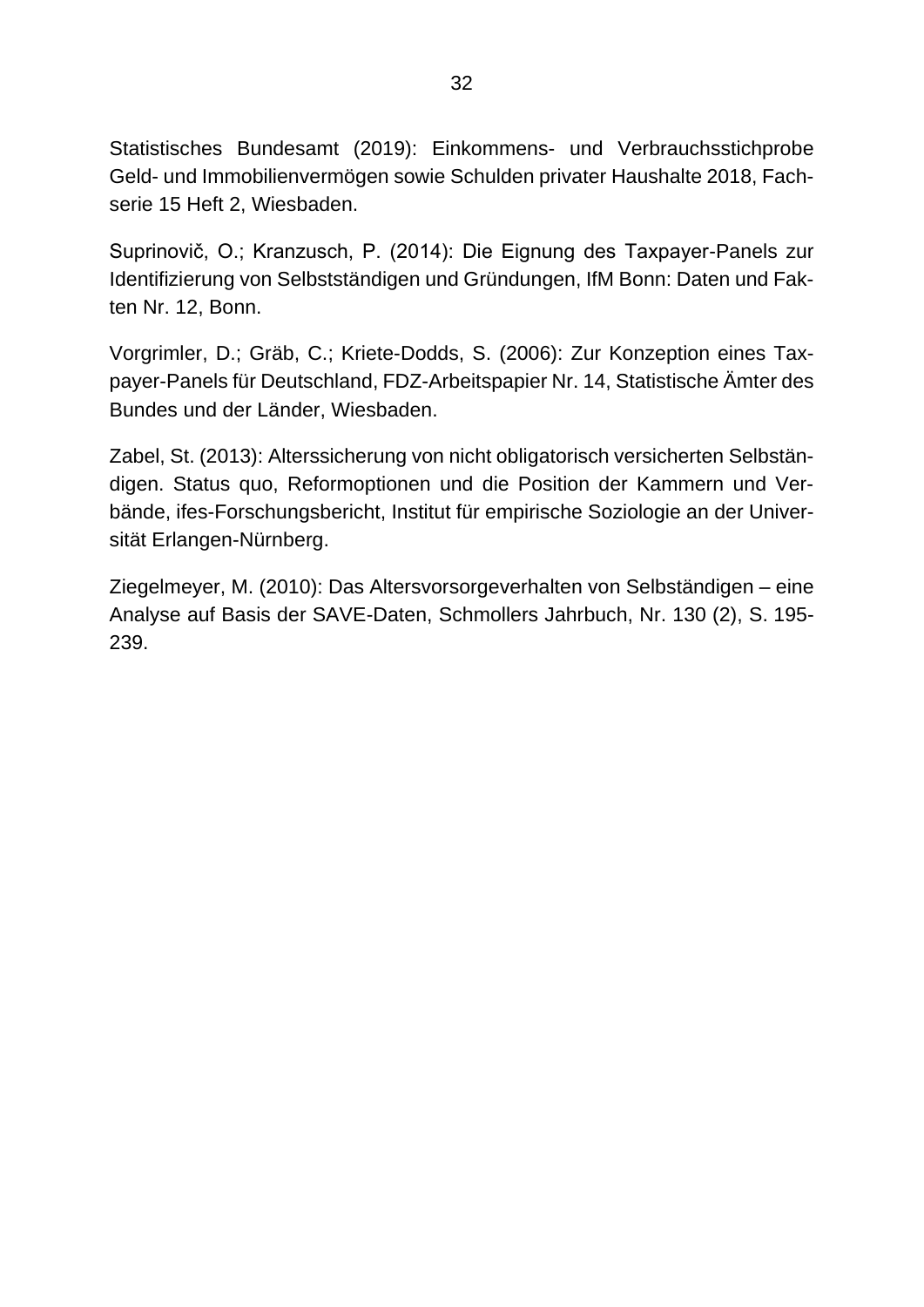Statistisches Bundesamt (2019): Einkommens- und Verbrauchsstichprobe Geld- und Immobilienvermögen sowie Schulden privater Haushalte 2018, Fachserie 15 Heft 2, Wiesbaden.

Suprinovič, O.; Kranzusch, P. (2014): Die Eignung des Taxpayer-Panels zur Identifizierung von Selbstständigen und Gründungen, IfM Bonn: Daten und Fakten Nr. 12, Bonn.

Vorgrimler, D.; Gräb, C.; Kriete-Dodds, S. (2006): Zur Konzeption eines Taxpayer-Panels für Deutschland, FDZ-Arbeitspapier Nr. 14, Statistische Ämter des Bundes und der Länder, Wiesbaden.

Zabel, St. (2013): Alterssicherung von nicht obligatorisch versicherten Selbständigen. Status quo, Reformoptionen und die Position der Kammern und Verbände, ifes-Forschungsbericht, Institut für empirische Soziologie an der Universität Erlangen-Nürnberg.

Ziegelmeyer, M. (2010): Das Altersvorsorgeverhalten von Selbständigen – eine Analyse auf Basis der SAVE-Daten, Schmollers Jahrbuch, Nr. 130 (2), S. 195-239.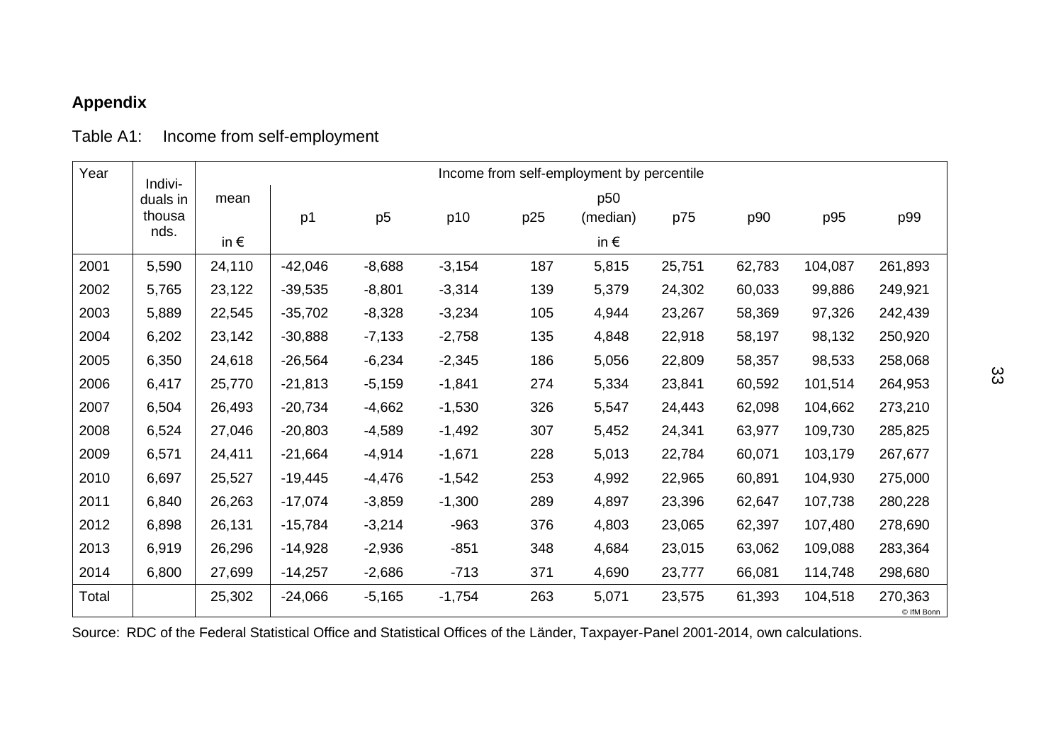## Appendix

Table A1: Income from self-employment

| Year | Individuals in thousands. | mean | Income from self-employment by percentile | | | | | | | | |
|---|---|---|---|---|---|---|---|---|---|---|---|
| | | | p1 | p5 | p10 | p25 | p50 (median) | p75 | p90 | p95 | p99 |
| | | in € | | | | | in € | | | | |
| 2001 | 5,590 | 24,110 | -42,046 | -8,688 | -3,154 | 187 | 5,815 | 25,751 | 62,783 | 104,087 | 261,893 |
| 2002 | 5,765 | 23,122 | -39,535 | -8,801 | -3,314 | 139 | 5,379 | 24,302 | 60,033 | 99,886 | 249,921 |
| 2003 | 5,889 | 22,545 | -35,702 | -8,328 | -3,234 | 105 | 4,944 | 23,267 | 58,369 | 97,326 | 242,439 |
| 2004 | 6,202 | 23,142 | -30,888 | -7,133 | -2,758 | 135 | 4,848 | 22,918 | 58,197 | 98,132 | 250,920 |
| 2005 | 6,350 | 24,618 | -26,564 | -6,234 | -2,345 | 186 | 5,056 | 22,809 | 58,357 | 98,533 | 258,068 |
| 2006 | 6,417 | 25,770 | -21,813 | -5,159 | -1,841 | 274 | 5,334 | 23,841 | 60,592 | 101,514 | 264,953 |
| 2007 | 6,504 | 26,493 | -20,734 | -4,662 | -1,530 | 326 | 5,547 | 24,443 | 62,098 | 104,662 | 273,210 |
| 2008 | 6,524 | 27,046 | -20,803 | -4,589 | -1,492 | 307 | 5,452 | 24,341 | 63,977 | 109,730 | 285,825 |
| 2009 | 6,571 | 24,411 | -21,664 | -4,914 | -1,671 | 228 | 5,013 | 22,784 | 60,071 | 103,179 | 267,677 |
| 2010 | 6,697 | 25,527 | -19,445 | -4,476 | -1,542 | 253 | 4,992 | 22,965 | 60,891 | 104,930 | 275,000 |
| 2011 | 6,840 | 26,263 | -17,074 | -3,859 | -1,300 | 289 | 4,897 | 23,396 | 62,647 | 107,738 | 280,228 |
| 2012 | 6,898 | 26,131 | -15,784 | -3,214 | -963 | 376 | 4,803 | 23,065 | 62,397 | 107,480 | 278,690 |
| 2013 | 6,919 | 26,296 | -14,928 | -2,936 | -851 | 348 | 4,684 | 23,015 | 63,062 | 109,088 | 283,364 |
| 2014 | 6,800 | 27,699 | -14,257 | -2,686 | -713 | 371 | 4,690 | 23,777 | 66,081 | 114,748 | 298,680 |
| Total | | 25,302 | -24,066 | -5,165 | -1,754 | 263 | 5,071 | 23,575 | 61,393 | 104,518 | 270,363 |

© IfM Bonn

Source: RDC of the Federal Statistical Office and Statistical Offices of the Länder, Taxpayer-Panel 2001-2014, own calculations.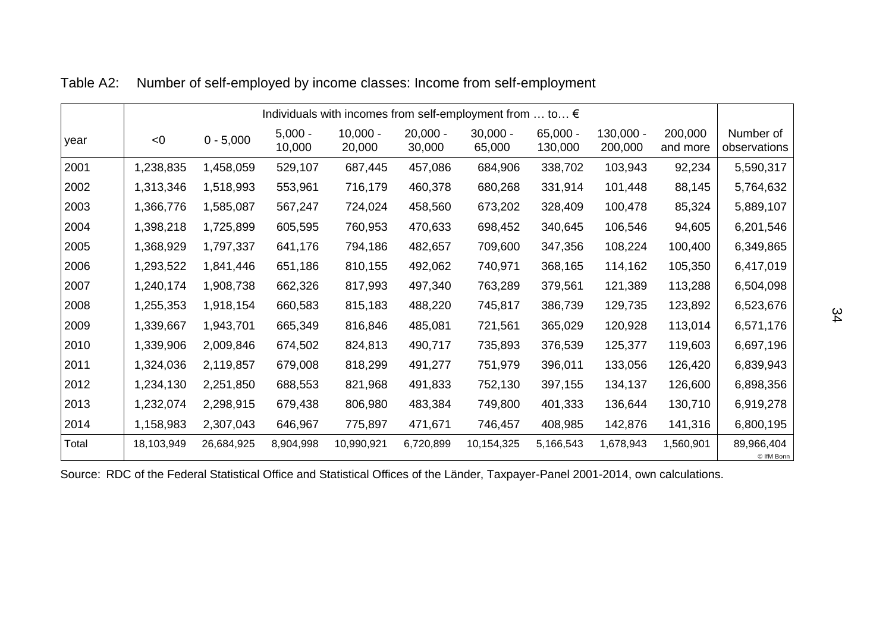Table A2: Number of self-employed by income classes: Income from self-employment

| year | Individuals with incomes from self-employment from … to… € | | | | | | | | | Number of observations |
|---|---|---|---|---|---|---|---|---|---|---|
| | <0 | 0 - 5,000 | 5,000 - 10,000 | 10,000 - 20,000 | 20,000 - 30,000 | 30,000 - 65,000 | 65,000 - 130,000 | 130,000 - 200,000 | 200,000 and more | |
| 2001 | 1,238,835 | 1,458,059 | 529,107 | 687,445 | 457,086 | 684,906 | 338,702 | 103,943 | 92,234 | 5,590,317 |
| 2002 | 1,313,346 | 1,518,993 | 553,961 | 716,179 | 460,378 | 680,268 | 331,914 | 101,448 | 88,145 | 5,764,632 |
| 2003 | 1,366,776 | 1,585,087 | 567,247 | 724,024 | 458,560 | 673,202 | 328,409 | 100,478 | 85,324 | 5,889,107 |
| 2004 | 1,398,218 | 1,725,899 | 605,595 | 760,953 | 470,633 | 698,452 | 340,645 | 106,546 | 94,605 | 6,201,546 |
| 2005 | 1,368,929 | 1,797,337 | 641,176 | 794,186 | 482,657 | 709,600 | 347,356 | 108,224 | 100,400 | 6,349,865 |
| 2006 | 1,293,522 | 1,841,446 | 651,186 | 810,155 | 492,062 | 740,971 | 368,165 | 114,162 | 105,350 | 6,417,019 |
| 2007 | 1,240,174 | 1,908,738 | 662,326 | 817,993 | 497,340 | 763,289 | 379,561 | 121,389 | 113,288 | 6,504,098 |
| 2008 | 1,255,353 | 1,918,154 | 660,583 | 815,183 | 488,220 | 745,817 | 386,739 | 129,735 | 123,892 | 6,523,676 |
| 2009 | 1,339,667 | 1,943,701 | 665,349 | 816,846 | 485,081 | 721,561 | 365,029 | 120,928 | 113,014 | 6,571,176 |
| 2010 | 1,339,906 | 2,009,846 | 674,502 | 824,813 | 490,717 | 735,893 | 376,539 | 125,377 | 119,603 | 6,697,196 |
| 2011 | 1,324,036 | 2,119,857 | 679,008 | 818,299 | 491,277 | 751,979 | 396,011 | 133,056 | 126,420 | 6,839,943 |
| 2012 | 1,234,130 | 2,251,850 | 688,553 | 821,968 | 491,833 | 752,130 | 397,155 | 134,137 | 126,600 | 6,898,356 |
| 2013 | 1,232,074 | 2,298,915 | 679,438 | 806,980 | 483,384 | 749,800 | 401,333 | 136,644 | 130,710 | 6,919,278 |
| 2014 | 1,158,983 | 2,307,043 | 646,967 | 775,897 | 471,671 | 746,457 | 408,985 | 142,876 | 141,316 | 6,800,195 |
| Total | 18,103,949 | 26,684,925 | 8,904,998 | 10,990,921 | 6,720,899 | 10,154,325 | 5,166,543 | 1,678,943 | 1,560,901 | 89,966,404 |

© IfM Bonn

Source: RDC of the Federal Statistical Office and Statistical Offices of the Länder, Taxpayer-Panel 2001-2014, own calculations.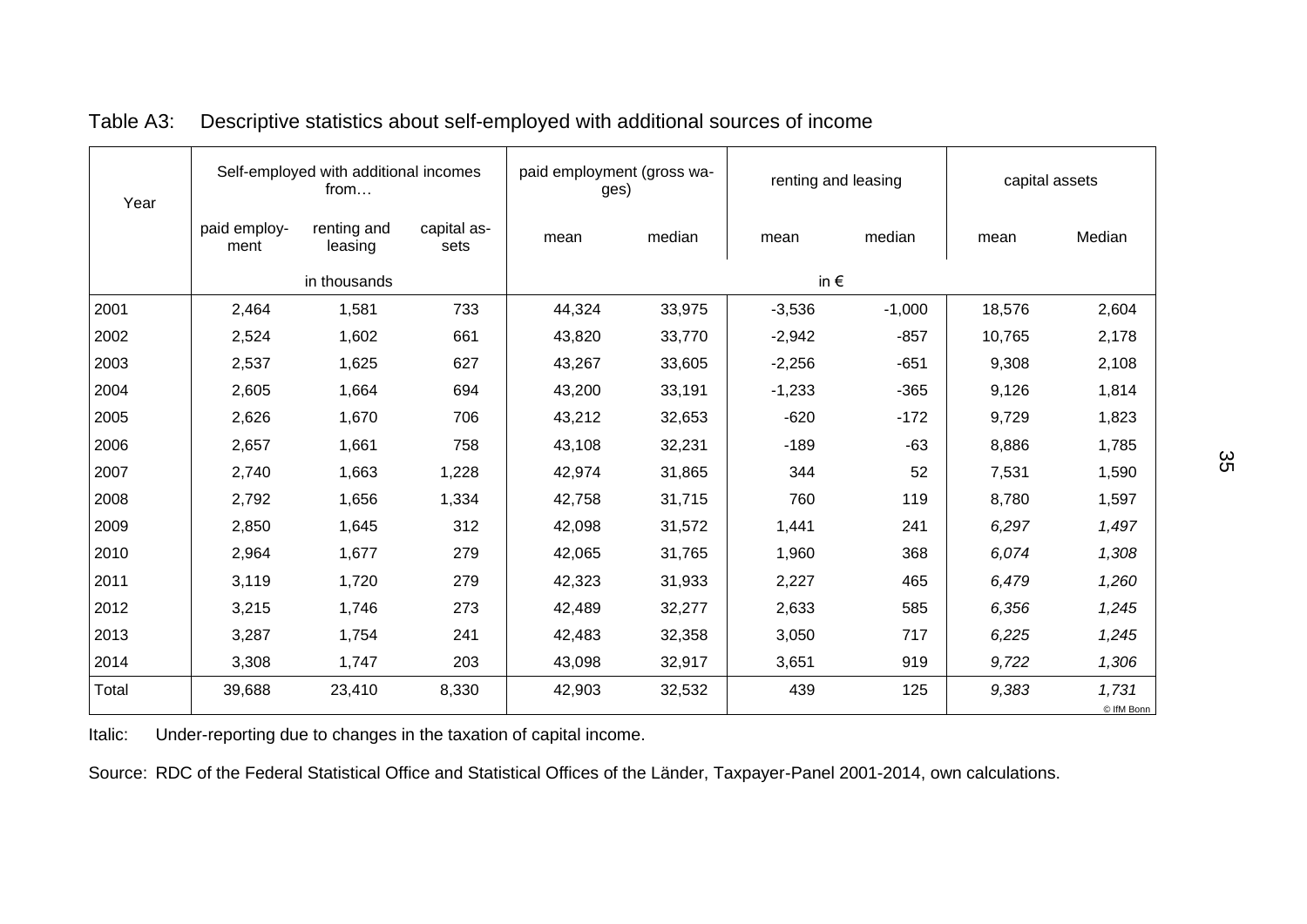Table A3: Descriptive statistics about self-employed with additional sources of income

| Year | Self-employed with additional incomes from… | | | paid employment (gross wages) | | renting and leasing | | capital assets | |
|---|---|---|---|---|---|---|---|---|---|
| | paid employment | renting and leasing | capital assets | mean | median | mean | median | mean | Median |
| | in thousands | | | in € | | | | | |
| 2001 | 2,464 | 1,581 | 733 | 44,324 | 33,975 | -3,536 | -1,000 | 18,576 | 2,604 |
| 2002 | 2,524 | 1,602 | 661 | 43,820 | 33,770 | -2,942 | -857 | 10,765 | 2,178 |
| 2003 | 2,537 | 1,625 | 627 | 43,267 | 33,605 | -2,256 | -651 | 9,308 | 2,108 |
| 2004 | 2,605 | 1,664 | 694 | 43,200 | 33,191 | -1,233 | -365 | 9,126 | 1,814 |
| 2005 | 2,626 | 1,670 | 706 | 43,212 | 32,653 | -620 | -172 | 9,729 | 1,823 |
| 2006 | 2,657 | 1,661 | 758 | 43,108 | 32,231 | -189 | -63 | 8,886 | 1,785 |
| 2007 | 2,740 | 1,663 | 1,228 | 42,974 | 31,865 | 344 | 52 | 7,531 | 1,590 |
| 2008 | 2,792 | 1,656 | 1,334 | 42,758 | 31,715 | 760 | 119 | 8,780 | 1,597 |
| 2009 | 2,850 | 1,645 | 312 | 42,098 | 31,572 | 1,441 | 241 | *6,297* | *1,497* |
| 2010 | 2,964 | 1,677 | 279 | 42,065 | 31,765 | 1,960 | 368 | *6,074* | *1,308* |
| 2011 | 3,119 | 1,720 | 279 | 42,323 | 31,933 | 2,227 | 465 | *6,479* | *1,260* |
| 2012 | 3,215 | 1,746 | 273 | 42,489 | 32,277 | 2,633 | 585 | *6,356* | *1,245* |
| 2013 | 3,287 | 1,754 | 241 | 42,483 | 32,358 | 3,050 | 717 | *6,225* | *1,245* |
| 2014 | 3,308 | 1,747 | 203 | 43,098 | 32,917 | 3,651 | 919 | *9,722* | *1,306* |
| Total | 39,688 | 23,410 | 8,330 | 42,903 | 32,532 | 439 | 125 | *9,383* | *1,731* |

© IfM Bonn

Italic: Under-reporting due to changes in the taxation of capital income.

Source: RDC of the Federal Statistical Office and Statistical Offices of the Länder, Taxpayer-Panel 2001-2014, own calculations.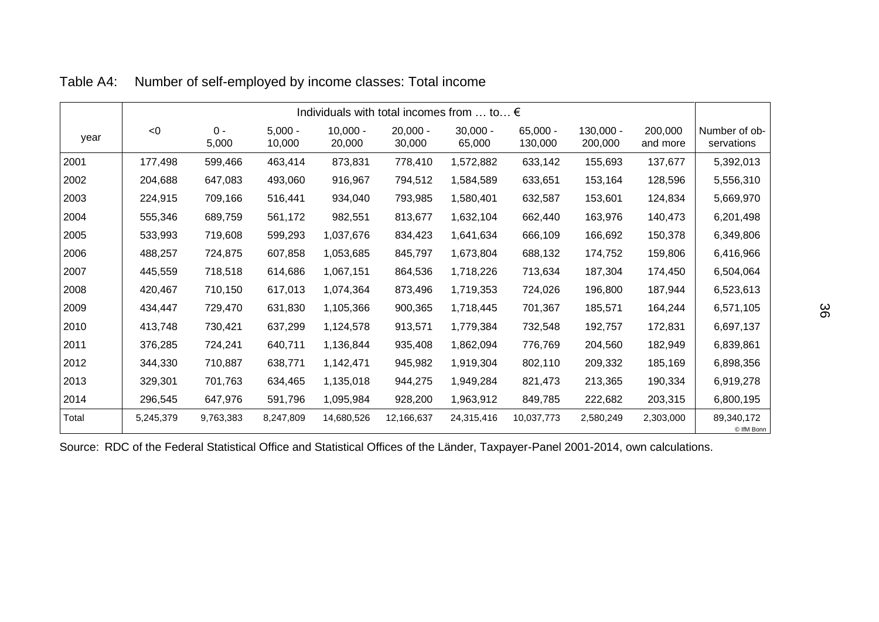Table A4: Number of self-employed by income classes: Total income

| year | Individuals with total incomes from … to… € | | | | | | | | | Number of observations |
|---|---|---|---|---|---|---|---|---|---|---|
| | <0 | 0 - 5,000 | 5,000 - 10,000 | 10,000 - 20,000 | 20,000 - 30,000 | 30,000 - 65,000 | 65,000 - 130,000 | 130,000 - 200,000 | 200,000 and more | |
| 2001 | 177,498 | 599,466 | 463,414 | 873,831 | 778,410 | 1,572,882 | 633,142 | 155,693 | 137,677 | 5,392,013 |
| 2002 | 204,688 | 647,083 | 493,060 | 916,967 | 794,512 | 1,584,589 | 633,651 | 153,164 | 128,596 | 5,556,310 |
| 2003 | 224,915 | 709,166 | 516,441 | 934,040 | 793,985 | 1,580,401 | 632,587 | 153,601 | 124,834 | 5,669,970 |
| 2004 | 555,346 | 689,759 | 561,172 | 982,551 | 813,677 | 1,632,104 | 662,440 | 163,976 | 140,473 | 6,201,498 |
| 2005 | 533,993 | 719,608 | 599,293 | 1,037,676 | 834,423 | 1,641,634 | 666,109 | 166,692 | 150,378 | 6,349,806 |
| 2006 | 488,257 | 724,875 | 607,858 | 1,053,685 | 845,797 | 1,673,804 | 688,132 | 174,752 | 159,806 | 6,416,966 |
| 2007 | 445,559 | 718,518 | 614,686 | 1,067,151 | 864,536 | 1,718,226 | 713,634 | 187,304 | 174,450 | 6,504,064 |
| 2008 | 420,467 | 710,150 | 617,013 | 1,074,364 | 873,496 | 1,719,353 | 724,026 | 196,800 | 187,944 | 6,523,613 |
| 2009 | 434,447 | 729,470 | 631,830 | 1,105,366 | 900,365 | 1,718,445 | 701,367 | 185,571 | 164,244 | 6,571,105 |
| 2010 | 413,748 | 730,421 | 637,299 | 1,124,578 | 913,571 | 1,779,384 | 732,548 | 192,757 | 172,831 | 6,697,137 |
| 2011 | 376,285 | 724,241 | 640,711 | 1,136,844 | 935,408 | 1,862,094 | 776,769 | 204,560 | 182,949 | 6,839,861 |
| 2012 | 344,330 | 710,887 | 638,771 | 1,142,471 | 945,982 | 1,919,304 | 802,110 | 209,332 | 185,169 | 6,898,356 |
| 2013 | 329,301 | 701,763 | 634,465 | 1,135,018 | 944,275 | 1,949,284 | 821,473 | 213,365 | 190,334 | 6,919,278 |
| 2014 | 296,545 | 647,976 | 591,796 | 1,095,984 | 928,200 | 1,963,912 | 849,785 | 222,682 | 203,315 | 6,800,195 |
| Total | 5,245,379 | 9,763,383 | 8,247,809 | 14,680,526 | 12,166,637 | 24,315,416 | 10,037,773 | 2,580,249 | 2,303,000 | 89,340,172 |

© IfM Bonn

Source: RDC of the Federal Statistical Office and Statistical Offices of the Länder, Taxpayer-Panel 2001-2014, own calculations.